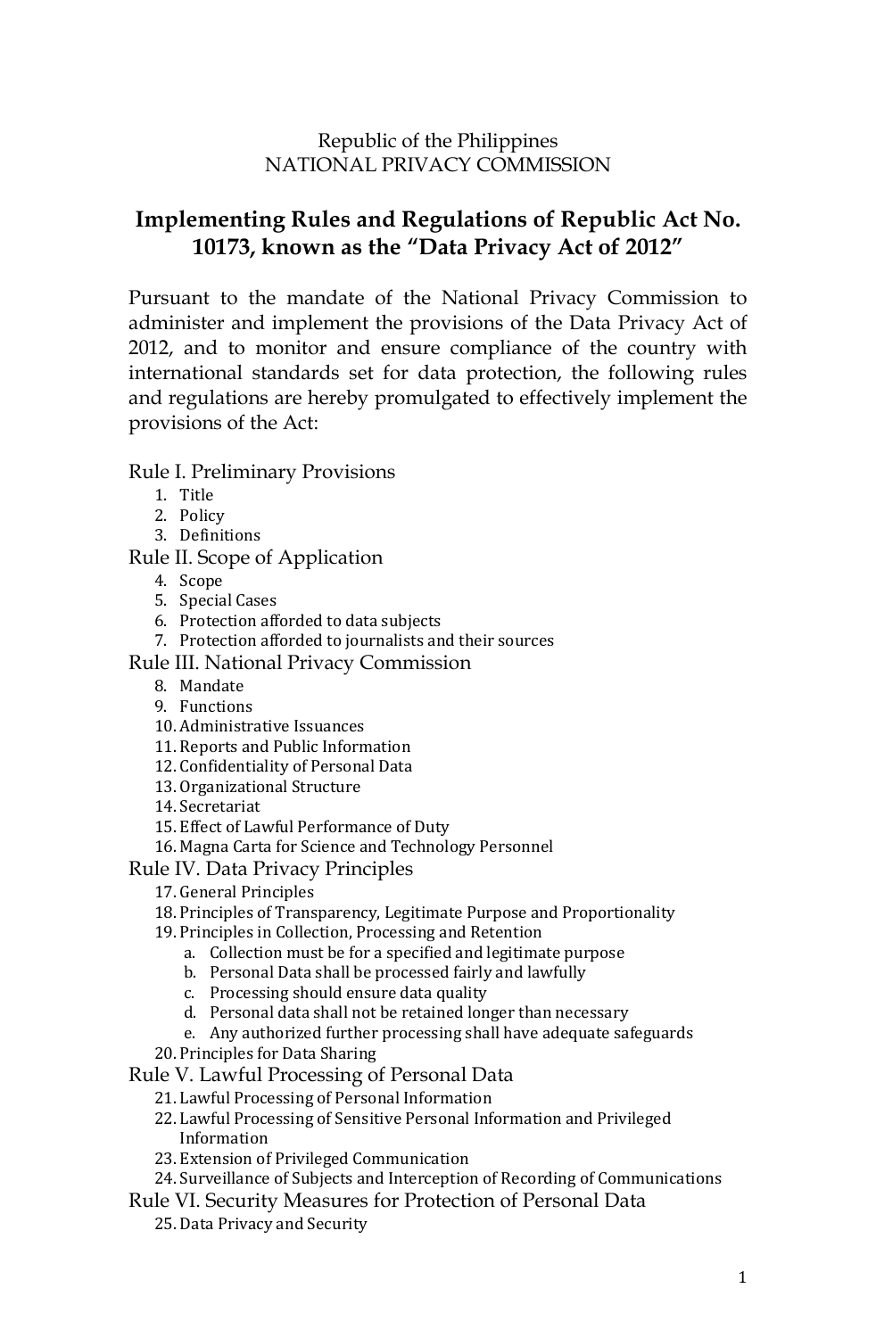Republic of the Philippines
NATIONAL PRIVACY COMMISSION

# Implementing Rules and Regulations of Republic Act No. 10173, known as the "Data Privacy Act of 2012"

Pursuant to the mandate of the National Privacy Commission to administer and implement the provisions of the Data Privacy Act of 2012, and to monitor and ensure compliance of the country with international standards set for data protection, the following rules and regulations are hereby promulgated to effectively implement the provisions of the Act:

Rule I. Preliminary Provisions
1. Title
2. Policy
3. Definitions

Rule II. Scope of Application
4. Scope
5. Special Cases
6. Protection afforded to data subjects
7. Protection afforded to journalists and their sources

Rule III. National Privacy Commission
8. Mandate
9. Functions
10. Administrative Issuances
11. Reports and Public Information
12. Confidentiality of Personal Data
13. Organizational Structure
14. Secretariat
15. Effect of Lawful Performance of Duty
16. Magna Carta for Science and Technology Personnel

Rule IV. Data Privacy Principles
17. General Principles
18. Principles of Transparency, Legitimate Purpose and Proportionality
19. Principles in Collection, Processing and Retention
    a. Collection must be for a specified and legitimate purpose
    b. Personal Data shall be processed fairly and lawfully
    c. Processing should ensure data quality
    d. Personal data shall not be retained longer than necessary
    e. Any authorized further processing shall have adequate safeguards
20. Principles for Data Sharing

Rule V. Lawful Processing of Personal Data
21. Lawful Processing of Personal Information
22. Lawful Processing of Sensitive Personal Information and Privileged Information
23. Extension of Privileged Communication
24. Surveillance of Subjects and Interception of Recording of Communications

Rule VI. Security Measures for Protection of Personal Data
25. Data Privacy and Security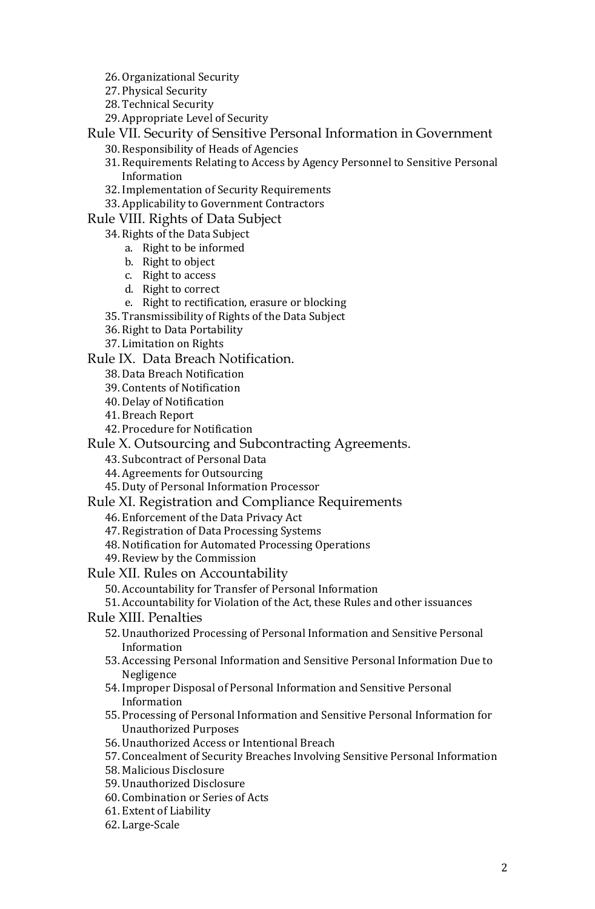26. Organizational Security
27. Physical Security
28. Technical Security
29. Appropriate Level of Security

Rule VII. Security of Sensitive Personal Information in Government

30. Responsibility of Heads of Agencies
31. Requirements Relating to Access by Agency Personnel to Sensitive Personal Information
32. Implementation of Security Requirements
33. Applicability to Government Contractors

Rule VIII. Rights of Data Subject

34. Rights of the Data Subject
    a. Right to be informed
    b. Right to object
    c. Right to access
    d. Right to correct
    e. Right to rectification, erasure or blocking
35. Transmissibility of Rights of the Data Subject
36. Right to Data Portability
37. Limitation on Rights

Rule IX. Data Breach Notification.

38. Data Breach Notification
39. Contents of Notification
40. Delay of Notification
41. Breach Report
42. Procedure for Notification

Rule X. Outsourcing and Subcontracting Agreements.

43. Subcontract of Personal Data
44. Agreements for Outsourcing
45. Duty of Personal Information Processor

Rule XI. Registration and Compliance Requirements

46. Enforcement of the Data Privacy Act
47. Registration of Data Processing Systems
48. Notification for Automated Processing Operations
49. Review by the Commission

Rule XII. Rules on Accountability

50. Accountability for Transfer of Personal Information
51. Accountability for Violation of the Act, these Rules and other issuances

Rule XIII. Penalties

52. Unauthorized Processing of Personal Information and Sensitive Personal Information
53. Accessing Personal Information and Sensitive Personal Information Due to Negligence
54. Improper Disposal of Personal Information and Sensitive Personal Information
55. Processing of Personal Information and Sensitive Personal Information for Unauthorized Purposes
56. Unauthorized Access or Intentional Breach
57. Concealment of Security Breaches Involving Sensitive Personal Information
58. Malicious Disclosure
59. Unauthorized Disclosure
60. Combination or Series of Acts
61. Extent of Liability
62. Large-Scale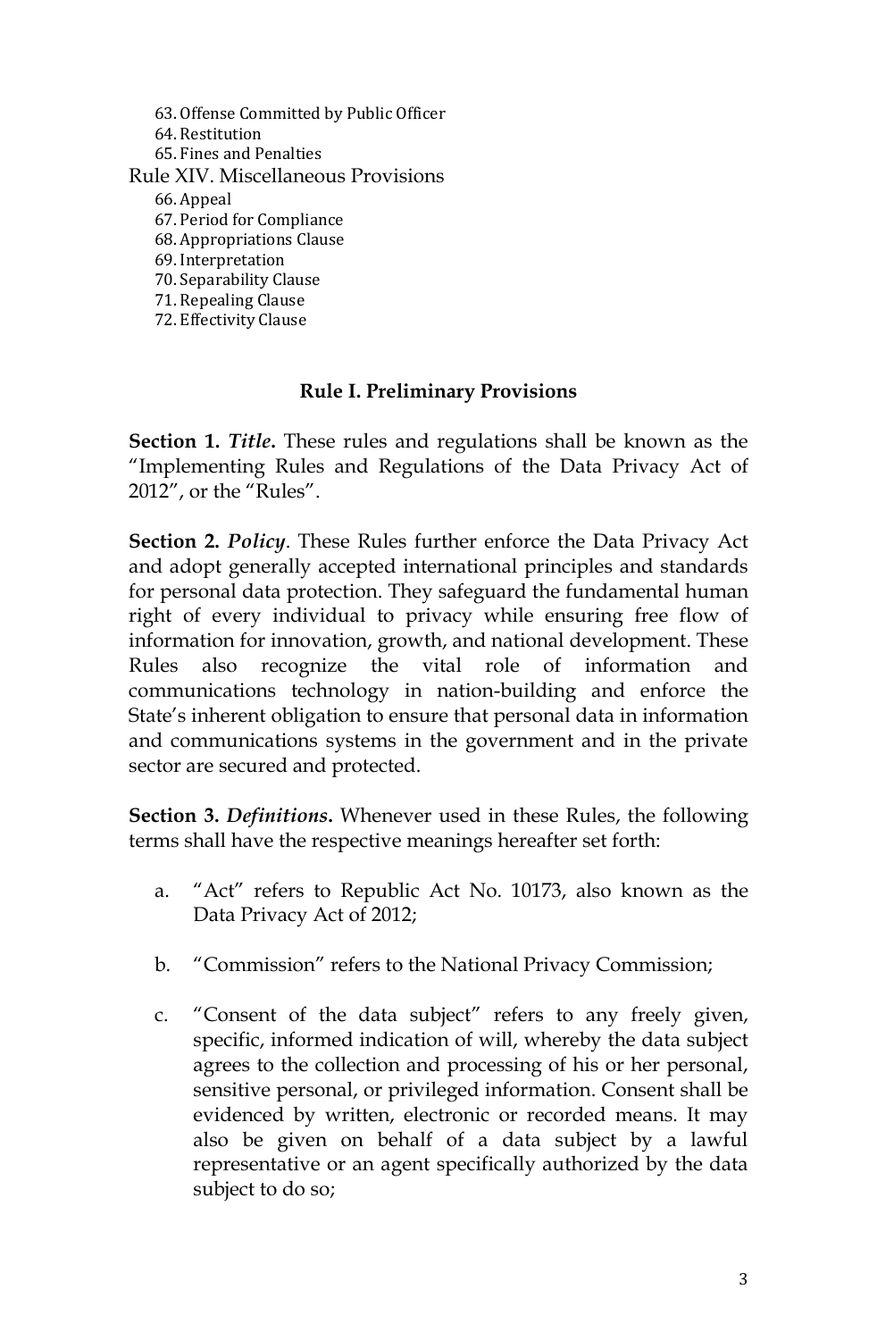63. Offense Committed by Public Officer
64. Restitution
65. Fines and Penalties

Rule XIV. Miscellaneous Provisions

66. Appeal
67. Period for Compliance
68. Appropriations Clause
69. Interpretation
70. Separability Clause
71. Repealing Clause
72. Effectivity Clause

## Rule I. Preliminary Provisions

**Section 1. *Title*.** These rules and regulations shall be known as the "Implementing Rules and Regulations of the Data Privacy Act of 2012", or the "Rules".

**Section 2. *Policy*.** These Rules further enforce the Data Privacy Act and adopt generally accepted international principles and standards for personal data protection. They safeguard the fundamental human right of every individual to privacy while ensuring free flow of information for innovation, growth, and national development. These Rules also recognize the vital role of information and communications technology in nation-building and enforce the State's inherent obligation to ensure that personal data in information and communications systems in the government and in the private sector are secured and protected.

**Section 3. *Definitions*.** Whenever used in these Rules, the following terms shall have the respective meanings hereafter set forth:

a. "Act" refers to Republic Act No. 10173, also known as the Data Privacy Act of 2012;

b. "Commission" refers to the National Privacy Commission;

c. "Consent of the data subject" refers to any freely given, specific, informed indication of will, whereby the data subject agrees to the collection and processing of his or her personal, sensitive personal, or privileged information. Consent shall be evidenced by written, electronic or recorded means. It may also be given on behalf of a data subject by a lawful representative or an agent specifically authorized by the data subject to do so;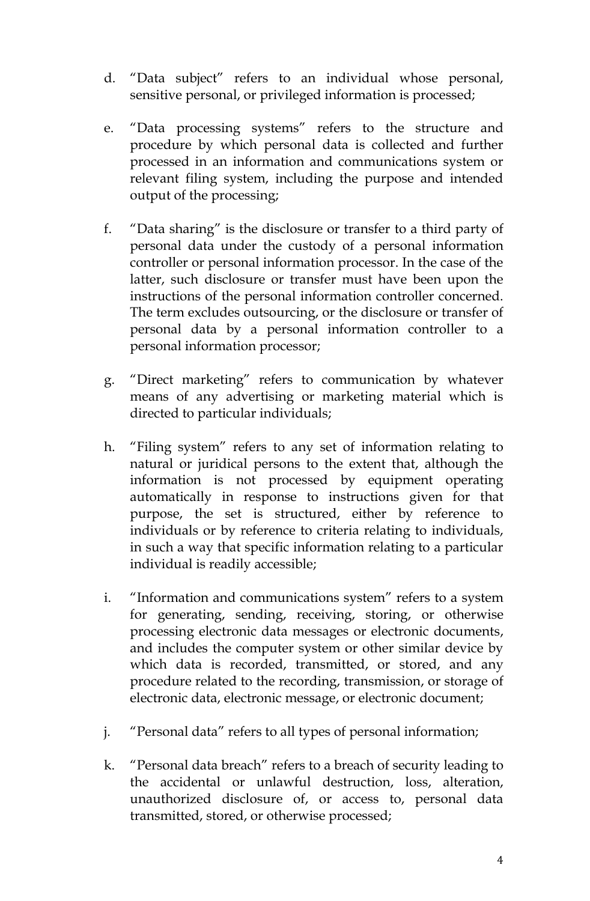d. "Data subject" refers to an individual whose personal, sensitive personal, or privileged information is processed;

e. "Data processing systems" refers to the structure and procedure by which personal data is collected and further processed in an information and communications system or relevant filing system, including the purpose and intended output of the processing;

f. "Data sharing" is the disclosure or transfer to a third party of personal data under the custody of a personal information controller or personal information processor. In the case of the latter, such disclosure or transfer must have been upon the instructions of the personal information controller concerned. The term excludes outsourcing, or the disclosure or transfer of personal data by a personal information controller to a personal information processor;

g. "Direct marketing" refers to communication by whatever means of any advertising or marketing material which is directed to particular individuals;

h. "Filing system" refers to any set of information relating to natural or juridical persons to the extent that, although the information is not processed by equipment operating automatically in response to instructions given for that purpose, the set is structured, either by reference to individuals or by reference to criteria relating to individuals, in such a way that specific information relating to a particular individual is readily accessible;

i. "Information and communications system" refers to a system for generating, sending, receiving, storing, or otherwise processing electronic data messages or electronic documents, and includes the computer system or other similar device by which data is recorded, transmitted, or stored, and any procedure related to the recording, transmission, or storage of electronic data, electronic message, or electronic document;

j. "Personal data" refers to all types of personal information;

k. "Personal data breach" refers to a breach of security leading to the accidental or unlawful destruction, loss, alteration, unauthorized disclosure of, or access to, personal data transmitted, stored, or otherwise processed;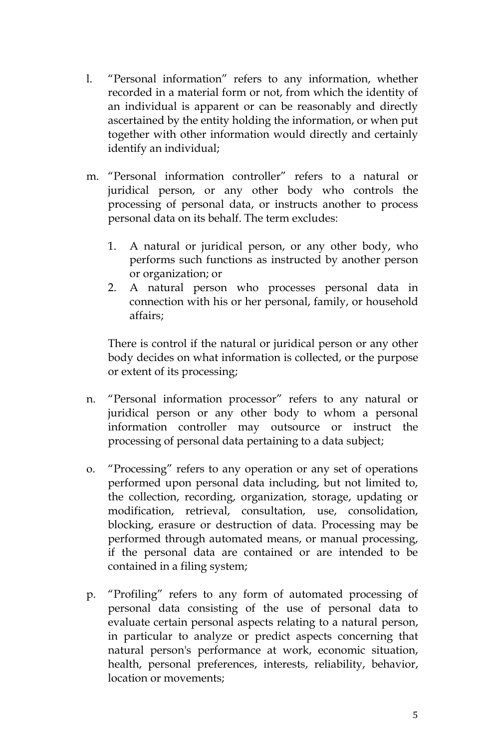l. "Personal information" refers to any information, whether recorded in a material form or not, from which the identity of an individual is apparent or can be reasonably and directly ascertained by the entity holding the information, or when put together with other information would directly and certainly identify an individual;

m. "Personal information controller" refers to a natural or juridical person, or any other body who controls the processing of personal data, or instructs another to process personal data on its behalf. The term excludes:

   1. A natural or juridical person, or any other body, who performs such functions as instructed by another person or organization; or
   2. A natural person who processes personal data in connection with his or her personal, family, or household affairs;

   There is control if the natural or juridical person or any other body decides on what information is collected, or the purpose or extent of its processing;

n. "Personal information processor" refers to any natural or juridical person or any other body to whom a personal information controller may outsource or instruct the processing of personal data pertaining to a data subject;

o. "Processing" refers to any operation or any set of operations performed upon personal data including, but not limited to, the collection, recording, organization, storage, updating or modification, retrieval, consultation, use, consolidation, blocking, erasure or destruction of data. Processing may be performed through automated means, or manual processing, if the personal data are contained or are intended to be contained in a filing system;

p. "Profiling" refers to any form of automated processing of personal data consisting of the use of personal data to evaluate certain personal aspects relating to a natural person, in particular to analyze or predict aspects concerning that natural person's performance at work, economic situation, health, personal preferences, interests, reliability, behavior, location or movements;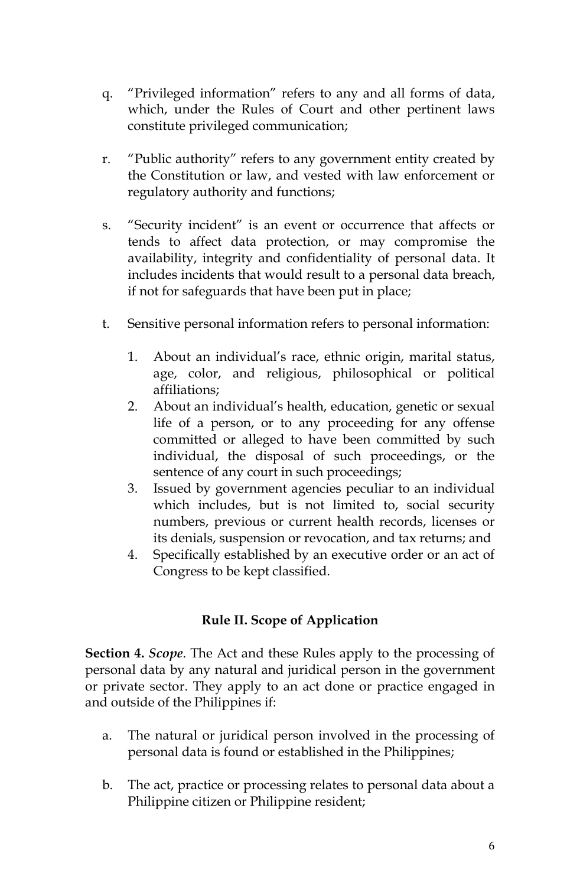q. "Privileged information" refers to any and all forms of data, which, under the Rules of Court and other pertinent laws constitute privileged communication;

r. "Public authority" refers to any government entity created by the Constitution or law, and vested with law enforcement or regulatory authority and functions;

s. "Security incident" is an event or occurrence that affects or tends to affect data protection, or may compromise the availability, integrity and confidentiality of personal data. It includes incidents that would result to a personal data breach, if not for safeguards that have been put in place;

t. Sensitive personal information refers to personal information:

   1. About an individual's race, ethnic origin, marital status, age, color, and religious, philosophical or political affiliations;
   2. About an individual's health, education, genetic or sexual life of a person, or to any proceeding for any offense committed or alleged to have been committed by such individual, the disposal of such proceedings, or the sentence of any court in such proceedings;
   3. Issued by government agencies peculiar to an individual which includes, but is not limited to, social security numbers, previous or current health records, licenses or its denials, suspension or revocation, and tax returns; and
   4. Specifically established by an executive order or an act of Congress to be kept classified.

## Rule II. Scope of Application

**Section 4.** ***Scope***. The Act and these Rules apply to the processing of personal data by any natural and juridical person in the government or private sector. They apply to an act done or practice engaged in and outside of the Philippines if:

a. The natural or juridical person involved in the processing of personal data is found or established in the Philippines;

b. The act, practice or processing relates to personal data about a Philippine citizen or Philippine resident;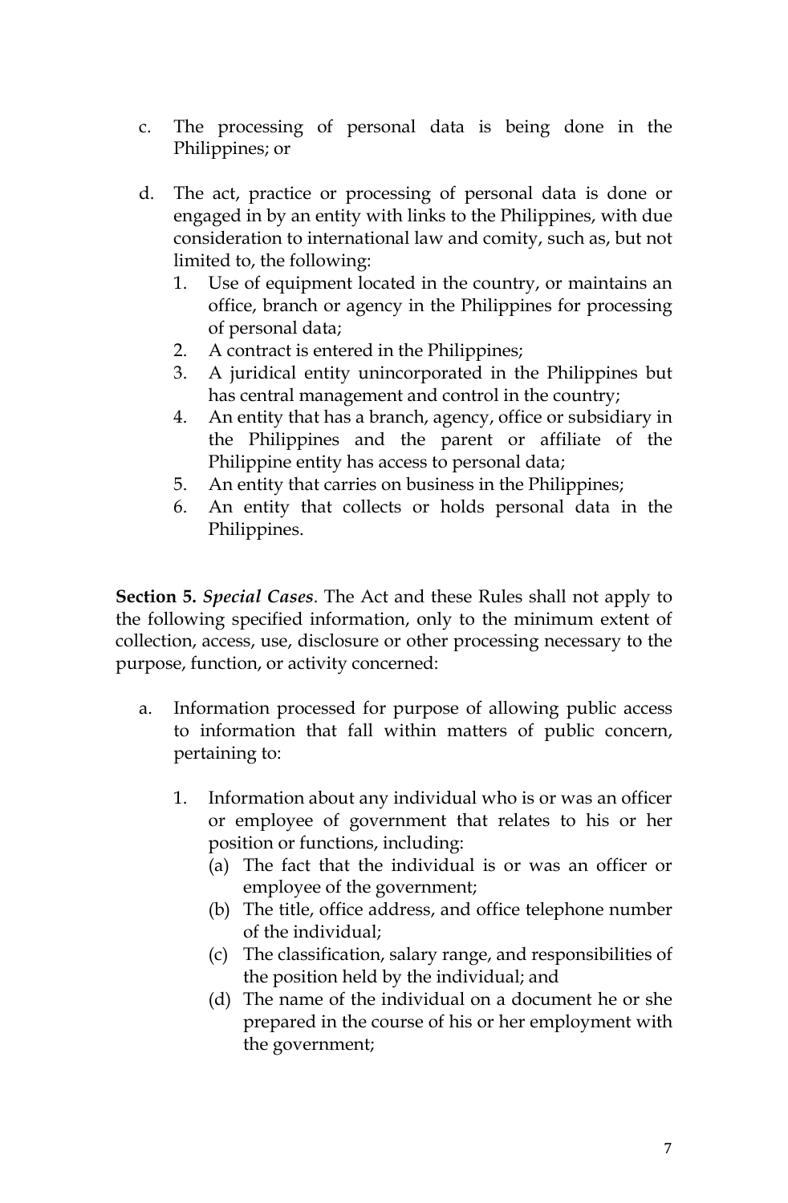c. The processing of personal data is being done in the Philippines; or

d. The act, practice or processing of personal data is done or engaged in by an entity with links to the Philippines, with due consideration to international law and comity, such as, but not limited to, the following:
   1. Use of equipment located in the country, or maintains an office, branch or agency in the Philippines for processing of personal data;
   2. A contract is entered in the Philippines;
   3. A juridical entity unincorporated in the Philippines but has central management and control in the country;
   4. An entity that has a branch, agency, office or subsidiary in the Philippines and the parent or affiliate of the Philippine entity has access to personal data;
   5. An entity that carries on business in the Philippines;
   6. An entity that collects or holds personal data in the Philippines.

**Section 5.** ***Special Cases***. The Act and these Rules shall not apply to the following specified information, only to the minimum extent of collection, access, use, disclosure or other processing necessary to the purpose, function, or activity concerned:

a. Information processed for purpose of allowing public access to information that fall within matters of public concern, pertaining to:

   1. Information about any individual who is or was an officer or employee of government that relates to his or her position or functions, including:
      (a) The fact that the individual is or was an officer or employee of the government;
      (b) The title, office address, and office telephone number of the individual;
      (c) The classification, salary range, and responsibilities of the position held by the individual; and
      (d) The name of the individual on a document he or she prepared in the course of his or her employment with the government;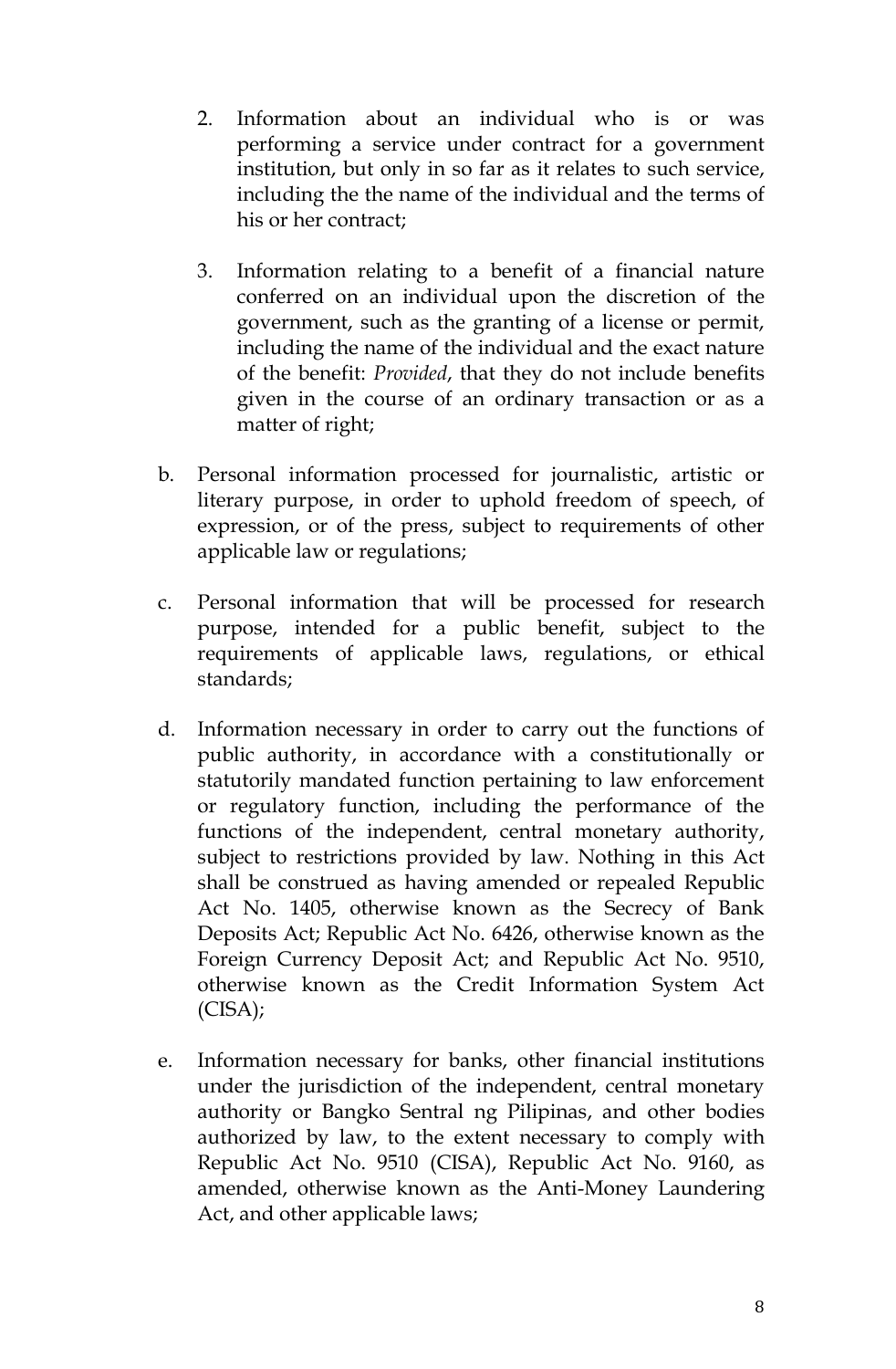2. Information about an individual who is or was performing a service under contract for a government institution, but only in so far as it relates to such service, including the the name of the individual and the terms of his or her contract;

3. Information relating to a benefit of a financial nature conferred on an individual upon the discretion of the government, such as the granting of a license or permit, including the name of the individual and the exact nature of the benefit: *Provided*, that they do not include benefits given in the course of an ordinary transaction or as a matter of right;

b. Personal information processed for journalistic, artistic or literary purpose, in order to uphold freedom of speech, of expression, or of the press, subject to requirements of other applicable law or regulations;

c. Personal information that will be processed for research purpose, intended for a public benefit, subject to the requirements of applicable laws, regulations, or ethical standards;

d. Information necessary in order to carry out the functions of public authority, in accordance with a constitutionally or statutorily mandated function pertaining to law enforcement or regulatory function, including the performance of the functions of the independent, central monetary authority, subject to restrictions provided by law. Nothing in this Act shall be construed as having amended or repealed Republic Act No. 1405, otherwise known as the Secrecy of Bank Deposits Act; Republic Act No. 6426, otherwise known as the Foreign Currency Deposit Act; and Republic Act No. 9510, otherwise known as the Credit Information System Act (CISA);

e. Information necessary for banks, other financial institutions under the jurisdiction of the independent, central monetary authority or Bangko Sentral ng Pilipinas, and other bodies authorized by law, to the extent necessary to comply with Republic Act No. 9510 (CISA), Republic Act No. 9160, as amended, otherwise known as the Anti-Money Laundering Act, and other applicable laws;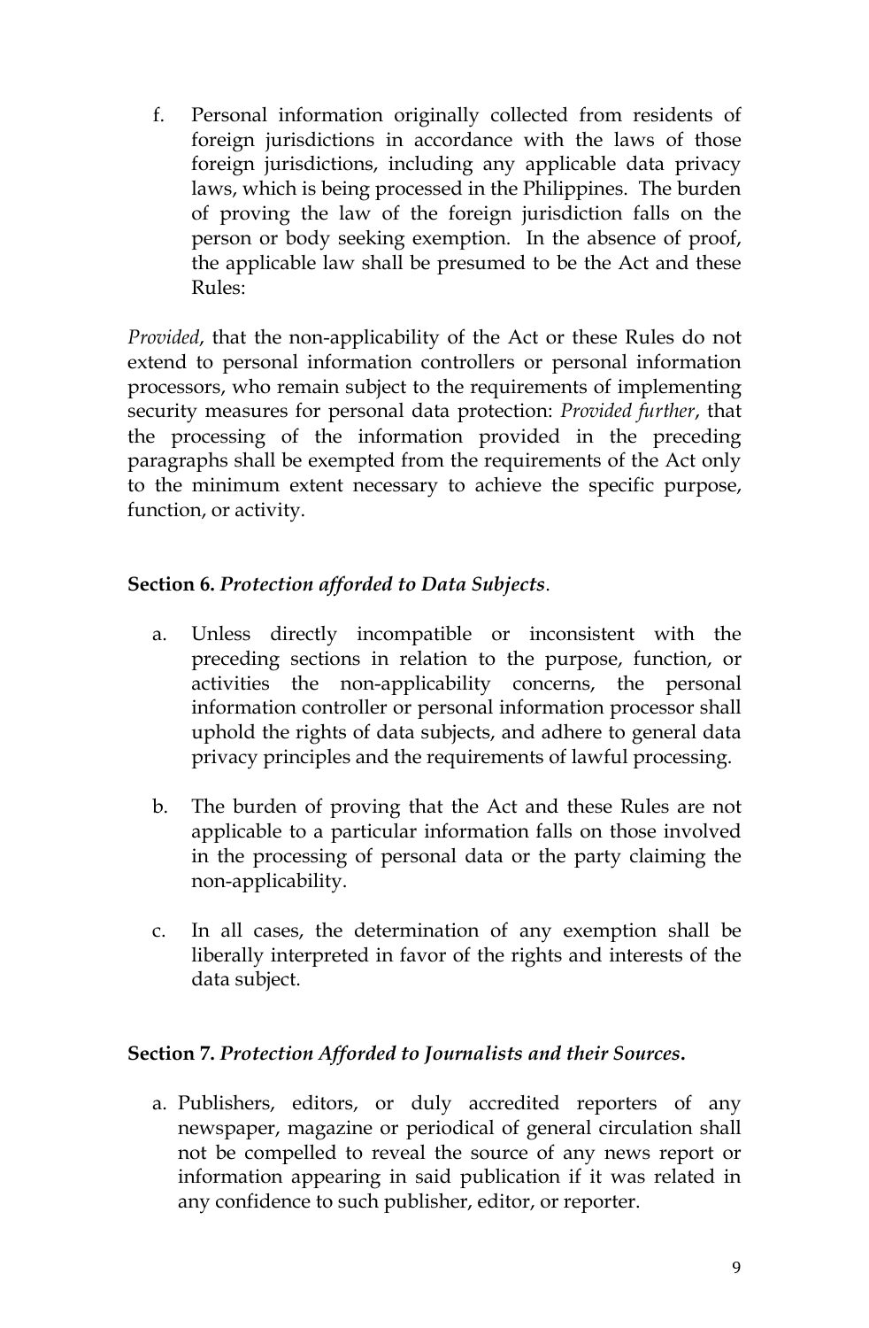f. Personal information originally collected from residents of foreign jurisdictions in accordance with the laws of those foreign jurisdictions, including any applicable data privacy laws, which is being processed in the Philippines. The burden of proving the law of the foreign jurisdiction falls on the person or body seeking exemption. In the absence of proof, the applicable law shall be presumed to be the Act and these Rules:

*Provided*, that the non-applicability of the Act or these Rules do not extend to personal information controllers or personal information processors, who remain subject to the requirements of implementing security measures for personal data protection: *Provided further*, that the processing of the information provided in the preceding paragraphs shall be exempted from the requirements of the Act only to the minimum extent necessary to achieve the specific purpose, function, or activity.

**Section 6.** ***Protection afforded to Data Subjects*.**

a. Unless directly incompatible or inconsistent with the preceding sections in relation to the purpose, function, or activities the non-applicability concerns, the personal information controller or personal information processor shall uphold the rights of data subjects, and adhere to general data privacy principles and the requirements of lawful processing.

b. The burden of proving that the Act and these Rules are not applicable to a particular information falls on those involved in the processing of personal data or the party claiming the non-applicability.

c. In all cases, the determination of any exemption shall be liberally interpreted in favor of the rights and interests of the data subject.

**Section 7.** ***Protection Afforded to Journalists and their Sources*.**

a. Publishers, editors, or duly accredited reporters of any newspaper, magazine or periodical of general circulation shall not be compelled to reveal the source of any news report or information appearing in said publication if it was related in any confidence to such publisher, editor, or reporter.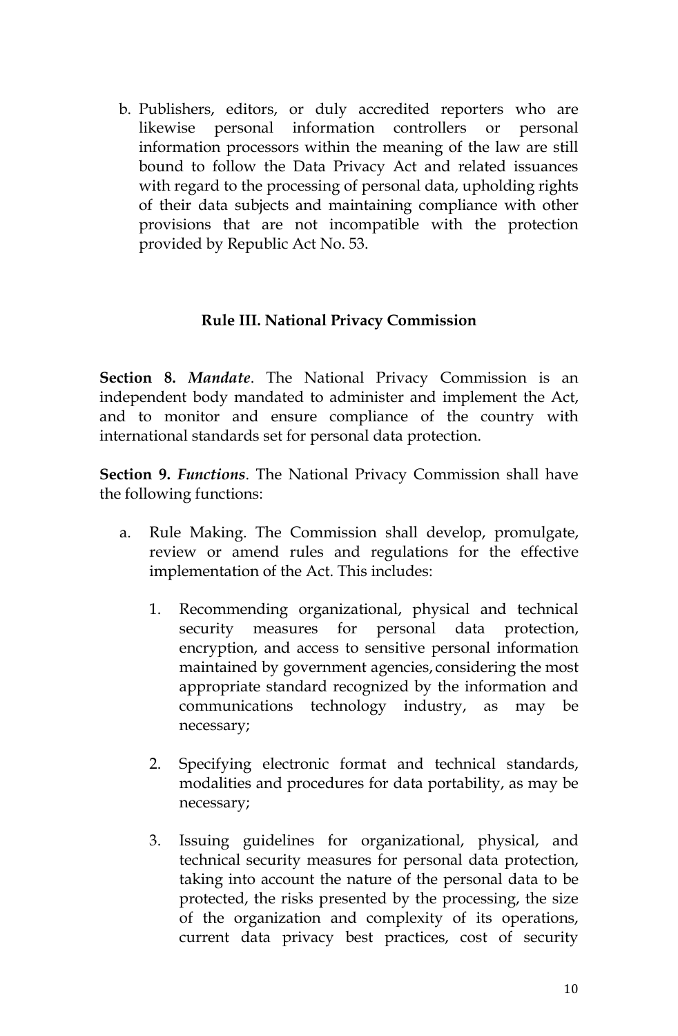b. Publishers, editors, or duly accredited reporters who are likewise personal information controllers or personal information processors within the meaning of the law are still bound to follow the Data Privacy Act and related issuances with regard to the processing of personal data, upholding rights of their data subjects and maintaining compliance with other provisions that are not incompatible with the protection provided by Republic Act No. 53.

### Rule III. National Privacy Commission

**Section 8.** ***Mandate***. The National Privacy Commission is an independent body mandated to administer and implement the Act, and to monitor and ensure compliance of the country with international standards set for personal data protection.

**Section 9.** ***Functions***. The National Privacy Commission shall have the following functions:

a. Rule Making. The Commission shall develop, promulgate, review or amend rules and regulations for the effective implementation of the Act. This includes:

   1. Recommending organizational, physical and technical security measures for personal data protection, encryption, and access to sensitive personal information maintained by government agencies, considering the most appropriate standard recognized by the information and communications technology industry, as may be necessary;

   2. Specifying electronic format and technical standards, modalities and procedures for data portability, as may be necessary;

   3. Issuing guidelines for organizational, physical, and technical security measures for personal data protection, taking into account the nature of the personal data to be protected, the risks presented by the processing, the size of the organization and complexity of its operations, current data privacy best practices, cost of security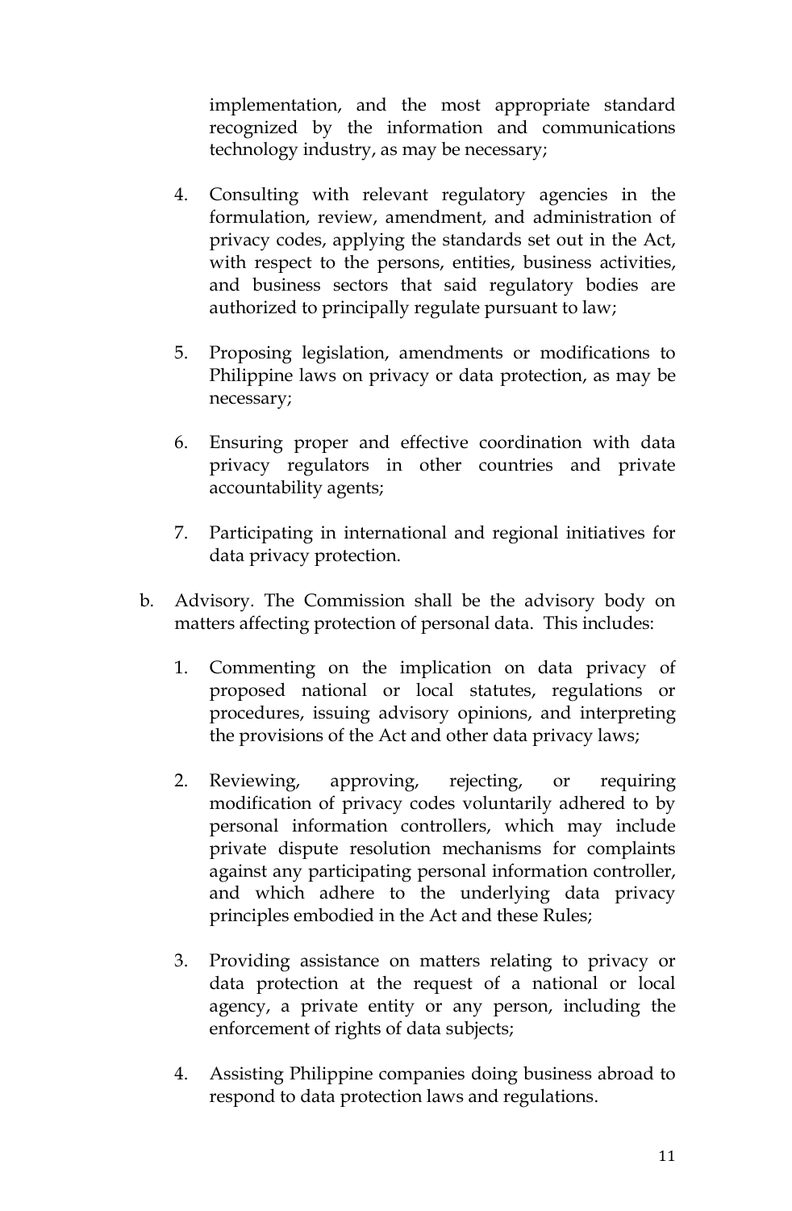implementation, and the most appropriate standard recognized by the information and communications technology industry, as may be necessary;

4. Consulting with relevant regulatory agencies in the formulation, review, amendment, and administration of privacy codes, applying the standards set out in the Act, with respect to the persons, entities, business activities, and business sectors that said regulatory bodies are authorized to principally regulate pursuant to law;

5. Proposing legislation, amendments or modifications to Philippine laws on privacy or data protection, as may be necessary;

6. Ensuring proper and effective coordination with data privacy regulators in other countries and private accountability agents;

7. Participating in international and regional initiatives for data privacy protection.

b. Advisory. The Commission shall be the advisory body on matters affecting protection of personal data. This includes:

   1. Commenting on the implication on data privacy of proposed national or local statutes, regulations or procedures, issuing advisory opinions, and interpreting the provisions of the Act and other data privacy laws;

   2. Reviewing, approving, rejecting, or requiring modification of privacy codes voluntarily adhered to by personal information controllers, which may include private dispute resolution mechanisms for complaints against any participating personal information controller, and which adhere to the underlying data privacy principles embodied in the Act and these Rules;

   3. Providing assistance on matters relating to privacy or data protection at the request of a national or local agency, a private entity or any person, including the enforcement of rights of data subjects;

   4. Assisting Philippine companies doing business abroad to respond to data protection laws and regulations.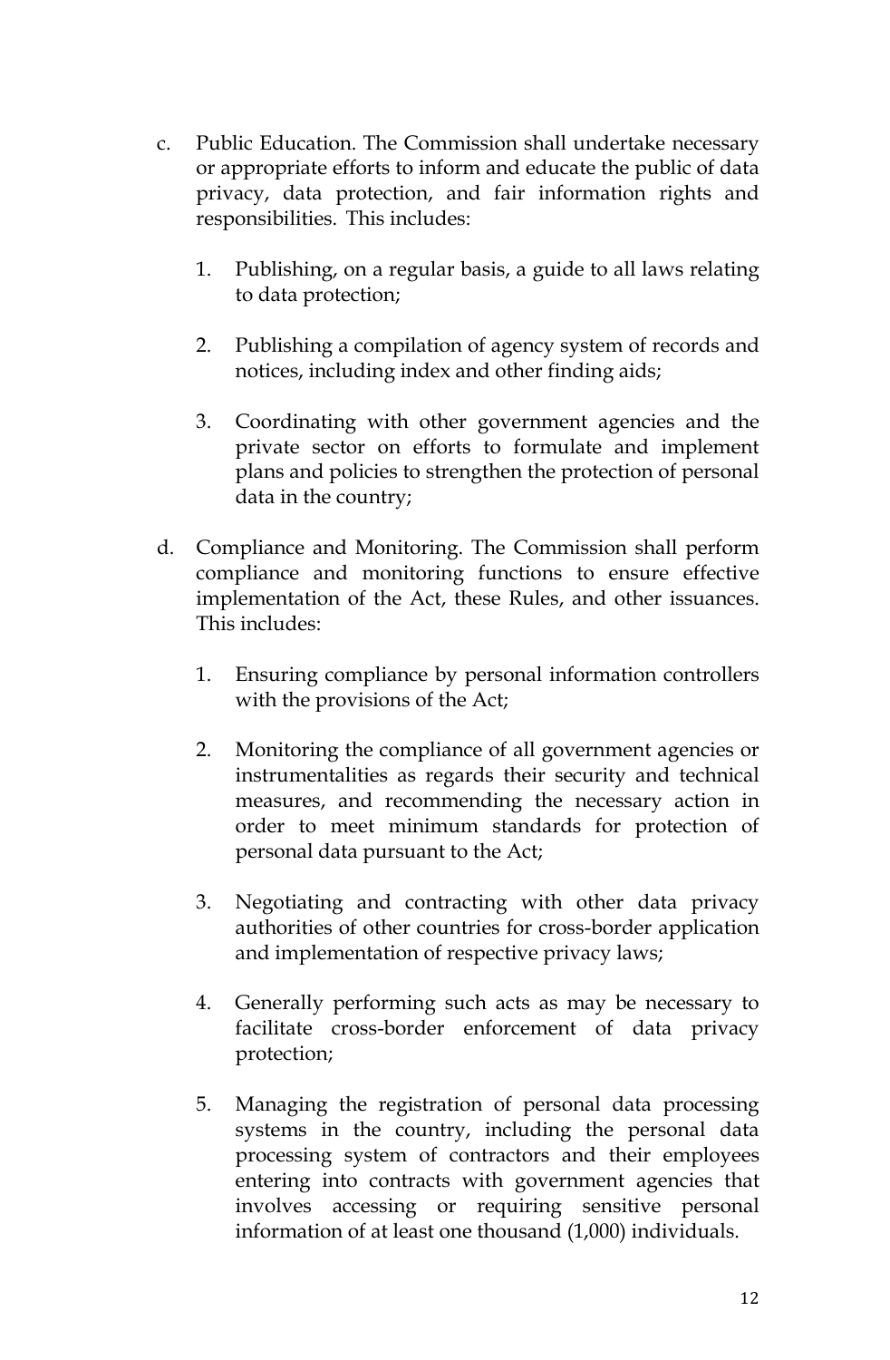c. Public Education. The Commission shall undertake necessary or appropriate efforts to inform and educate the public of data privacy, data protection, and fair information rights and responsibilities. This includes:

   1. Publishing, on a regular basis, a guide to all laws relating to data protection;

   2. Publishing a compilation of agency system of records and notices, including index and other finding aids;

   3. Coordinating with other government agencies and the private sector on efforts to formulate and implement plans and policies to strengthen the protection of personal data in the country;

d. Compliance and Monitoring. The Commission shall perform compliance and monitoring functions to ensure effective implementation of the Act, these Rules, and other issuances. This includes:

   1. Ensuring compliance by personal information controllers with the provisions of the Act;

   2. Monitoring the compliance of all government agencies or instrumentalities as regards their security and technical measures, and recommending the necessary action in order to meet minimum standards for protection of personal data pursuant to the Act;

   3. Negotiating and contracting with other data privacy authorities of other countries for cross-border application and implementation of respective privacy laws;

   4. Generally performing such acts as may be necessary to facilitate cross-border enforcement of data privacy protection;

   5. Managing the registration of personal data processing systems in the country, including the personal data processing system of contractors and their employees entering into contracts with government agencies that involves accessing or requiring sensitive personal information of at least one thousand (1,000) individuals.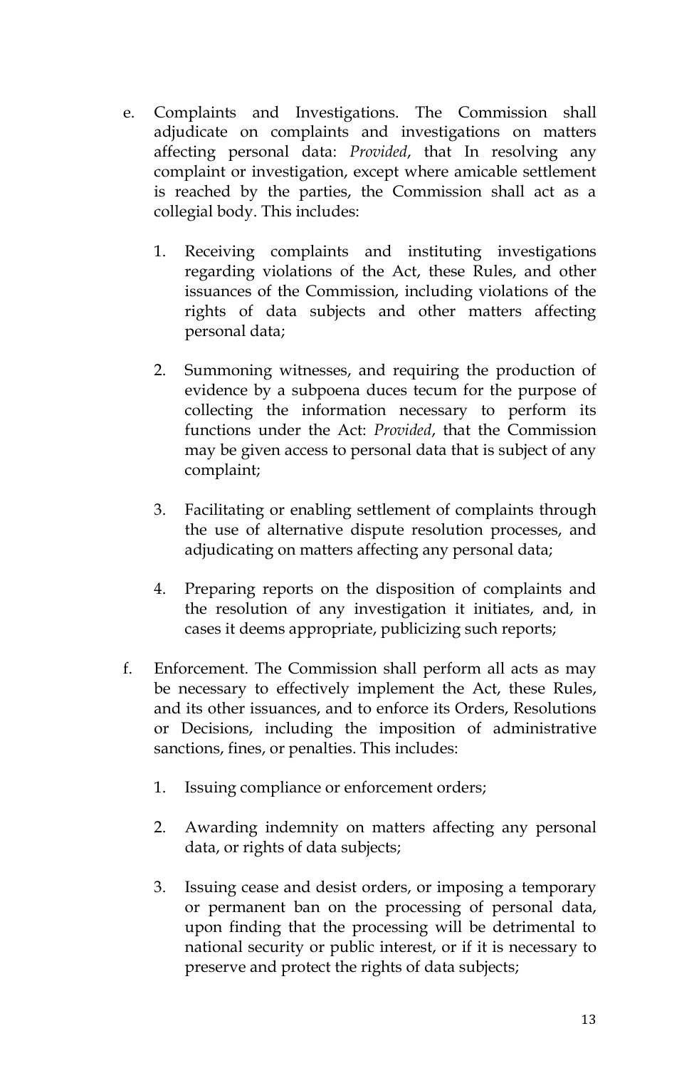e. Complaints and Investigations. The Commission shall adjudicate on complaints and investigations on matters affecting personal data: *Provided*, that In resolving any complaint or investigation, except where amicable settlement is reached by the parties, the Commission shall act as a collegial body. This includes:

    1. Receiving complaints and instituting investigations regarding violations of the Act, these Rules, and other issuances of the Commission, including violations of the rights of data subjects and other matters affecting personal data;

    2. Summoning witnesses, and requiring the production of evidence by a subpoena duces tecum for the purpose of collecting the information necessary to perform its functions under the Act: *Provided*, that the Commission may be given access to personal data that is subject of any complaint;

    3. Facilitating or enabling settlement of complaints through the use of alternative dispute resolution processes, and adjudicating on matters affecting any personal data;

    4. Preparing reports on the disposition of complaints and the resolution of any investigation it initiates, and, in cases it deems appropriate, publicizing such reports;

f. Enforcement. The Commission shall perform all acts as may be necessary to effectively implement the Act, these Rules, and its other issuances, and to enforce its Orders, Resolutions or Decisions, including the imposition of administrative sanctions, fines, or penalties. This includes:

    1. Issuing compliance or enforcement orders;

    2. Awarding indemnity on matters affecting any personal data, or rights of data subjects;

    3. Issuing cease and desist orders, or imposing a temporary or permanent ban on the processing of personal data, upon finding that the processing will be detrimental to national security or public interest, or if it is necessary to preserve and protect the rights of data subjects;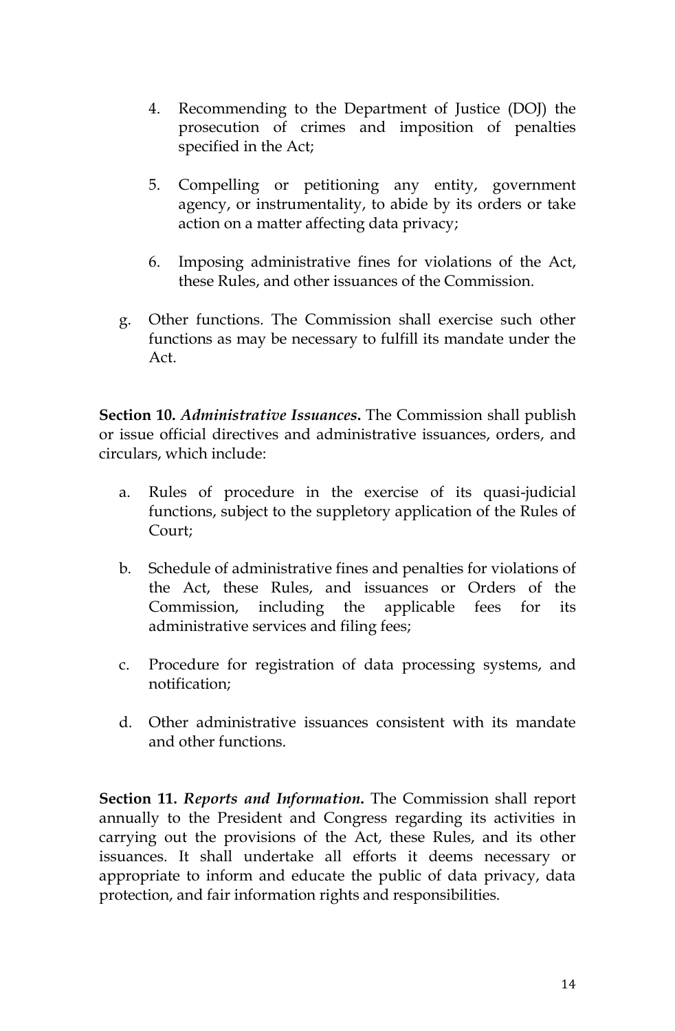4. Recommending to the Department of Justice (DOJ) the prosecution of crimes and imposition of penalties specified in the Act;

5. Compelling or petitioning any entity, government agency, or instrumentality, to abide by its orders or take action on a matter affecting data privacy;

6. Imposing administrative fines for violations of the Act, these Rules, and other issuances of the Commission.

g. Other functions. The Commission shall exercise such other functions as may be necessary to fulfill its mandate under the Act.

**Section 10.** ***Administrative Issuances.*** The Commission shall publish or issue official directives and administrative issuances, orders, and circulars, which include:

a. Rules of procedure in the exercise of its quasi-judicial functions, subject to the suppletory application of the Rules of Court;

b. Schedule of administrative fines and penalties for violations of the Act, these Rules, and issuances or Orders of the Commission, including the applicable fees for its administrative services and filing fees;

c. Procedure for registration of data processing systems, and notification;

d. Other administrative issuances consistent with its mandate and other functions.

**Section 11.** ***Reports and Information.*** The Commission shall report annually to the President and Congress regarding its activities in carrying out the provisions of the Act, these Rules, and its other issuances. It shall undertake all efforts it deems necessary or appropriate to inform and educate the public of data privacy, data protection, and fair information rights and responsibilities.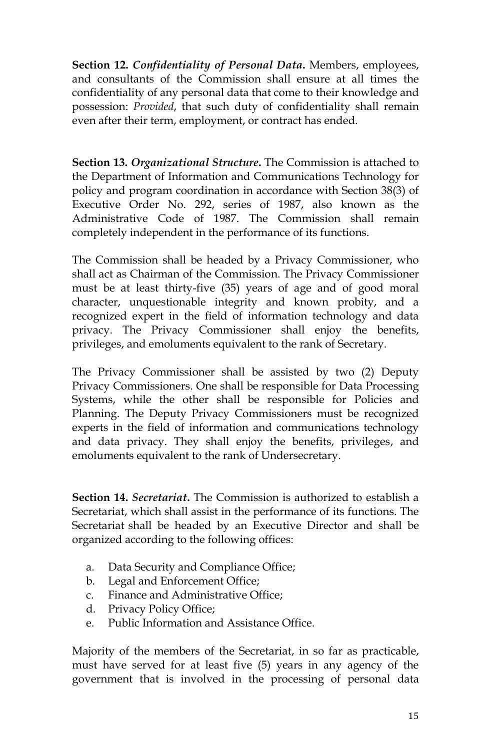**Section 12.** ***Confidentiality of Personal Data*****.** Members, employees, and consultants of the Commission shall ensure at all times the confidentiality of any personal data that come to their knowledge and possession: *Provided*, that such duty of confidentiality shall remain even after their term, employment, or contract has ended.

**Section 13.** ***Organizational Structure*****.** The Commission is attached to the Department of Information and Communications Technology for policy and program coordination in accordance with Section 38(3) of Executive Order No. 292, series of 1987, also known as the Administrative Code of 1987. The Commission shall remain completely independent in the performance of its functions.

The Commission shall be headed by a Privacy Commissioner, who shall act as Chairman of the Commission. The Privacy Commissioner must be at least thirty-five (35) years of age and of good moral character, unquestionable integrity and known probity, and a recognized expert in the field of information technology and data privacy. The Privacy Commissioner shall enjoy the benefits, privileges, and emoluments equivalent to the rank of Secretary.

The Privacy Commissioner shall be assisted by two (2) Deputy Privacy Commissioners. One shall be responsible for Data Processing Systems, while the other shall be responsible for Policies and Planning. The Deputy Privacy Commissioners must be recognized experts in the field of information and communications technology and data privacy. They shall enjoy the benefits, privileges, and emoluments equivalent to the rank of Undersecretary.

**Section 14.** ***Secretariat*****.** The Commission is authorized to establish a Secretariat, which shall assist in the performance of its functions. The Secretariat shall be headed by an Executive Director and shall be organized according to the following offices:

a. Data Security and Compliance Office;
b. Legal and Enforcement Office;
c. Finance and Administrative Office;
d. Privacy Policy Office;
e. Public Information and Assistance Office.

Majority of the members of the Secretariat, in so far as practicable, must have served for at least five (5) years in any agency of the government that is involved in the processing of personal data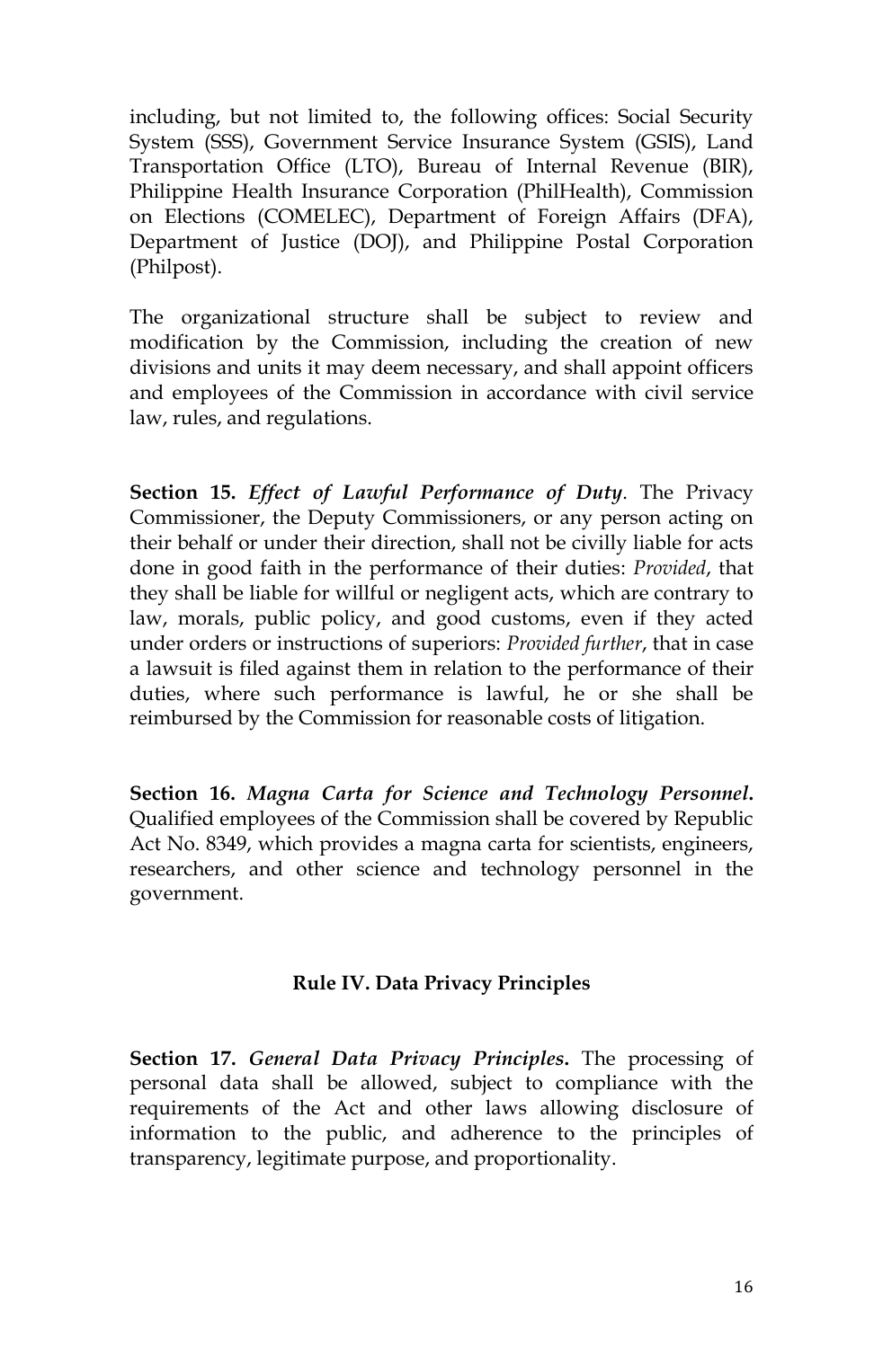including, but not limited to, the following offices: Social Security System (SSS), Government Service Insurance System (GSIS), Land Transportation Office (LTO), Bureau of Internal Revenue (BIR), Philippine Health Insurance Corporation (PhilHealth), Commission on Elections (COMELEC), Department of Foreign Affairs (DFA), Department of Justice (DOJ), and Philippine Postal Corporation (Philpost).

The organizational structure shall be subject to review and modification by the Commission, including the creation of new divisions and units it may deem necessary, and shall appoint officers and employees of the Commission in accordance with civil service law, rules, and regulations.

**Section 15.** *Effect of Lawful Performance of Duty*. The Privacy Commissioner, the Deputy Commissioners, or any person acting on their behalf or under their direction, shall not be civilly liable for acts done in good faith in the performance of their duties: *Provided*, that they shall be liable for willful or negligent acts, which are contrary to law, morals, public policy, and good customs, even if they acted under orders or instructions of superiors: *Provided further*, that in case a lawsuit is filed against them in relation to the performance of their duties, where such performance is lawful, he or she shall be reimbursed by the Commission for reasonable costs of litigation.

**Section 16.** ***Magna Carta for Science and Technology Personnel.*** Qualified employees of the Commission shall be covered by Republic Act No. 8349, which provides a magna carta for scientists, engineers, researchers, and other science and technology personnel in the government.

## Rule IV. Data Privacy Principles

**Section 17.** ***General Data Privacy Principles.*** The processing of personal data shall be allowed, subject to compliance with the requirements of the Act and other laws allowing disclosure of information to the public, and adherence to the principles of transparency, legitimate purpose, and proportionality.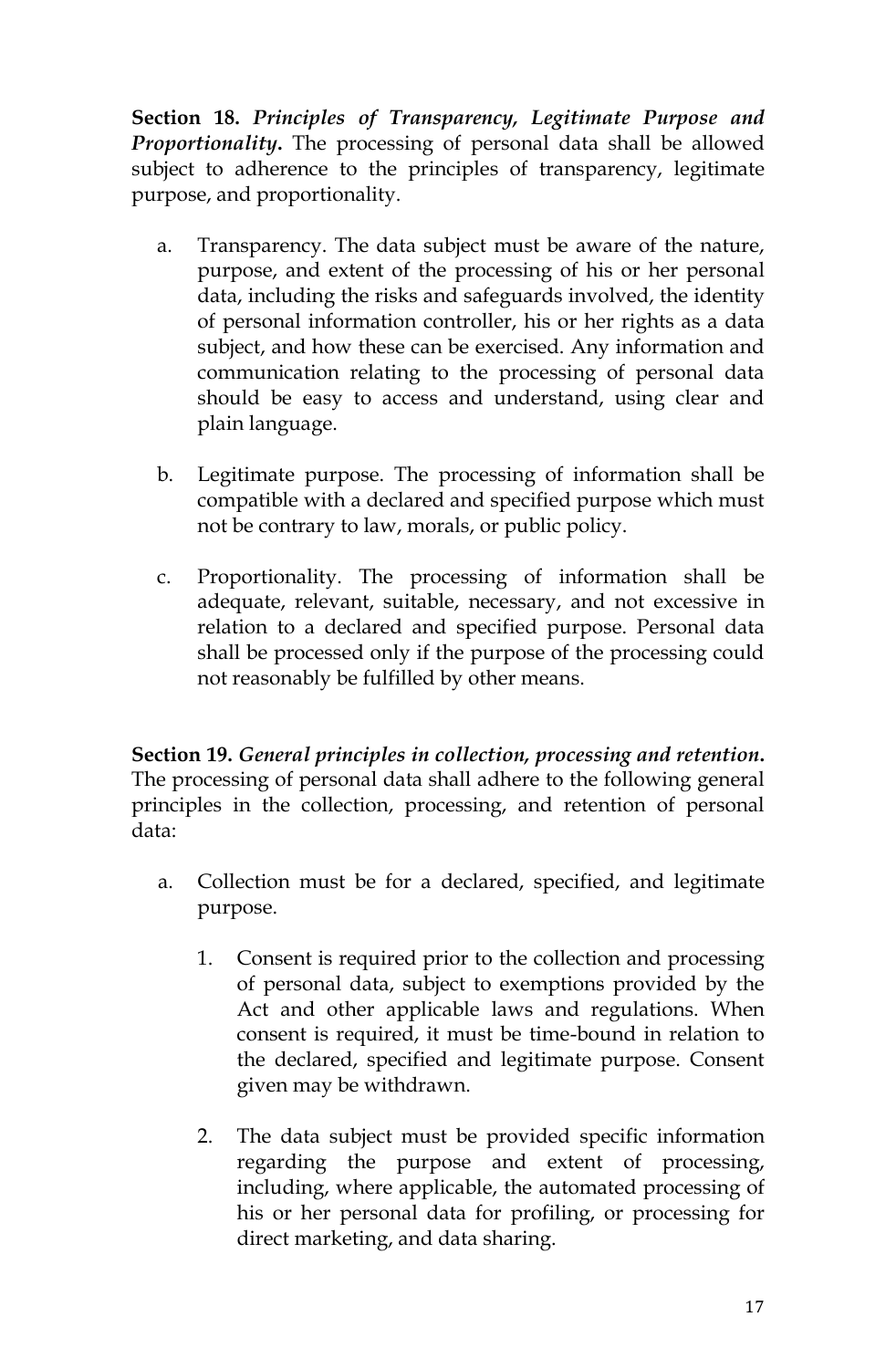**Section 18.** ***Principles of Transparency, Legitimate Purpose and Proportionality.*** The processing of personal data shall be allowed subject to adherence to the principles of transparency, legitimate purpose, and proportionality.

a. Transparency. The data subject must be aware of the nature, purpose, and extent of the processing of his or her personal data, including the risks and safeguards involved, the identity of personal information controller, his or her rights as a data subject, and how these can be exercised. Any information and communication relating to the processing of personal data should be easy to access and understand, using clear and plain language.

b. Legitimate purpose. The processing of information shall be compatible with a declared and specified purpose which must not be contrary to law, morals, or public policy.

c. Proportionality. The processing of information shall be adequate, relevant, suitable, necessary, and not excessive in relation to a declared and specified purpose. Personal data shall be processed only if the purpose of the processing could not reasonably be fulfilled by other means.

**Section 19.** ***General principles in collection, processing and retention.*** The processing of personal data shall adhere to the following general principles in the collection, processing, and retention of personal data:

a. Collection must be for a declared, specified, and legitimate purpose.

   1. Consent is required prior to the collection and processing of personal data, subject to exemptions provided by the Act and other applicable laws and regulations. When consent is required, it must be time-bound in relation to the declared, specified and legitimate purpose. Consent given may be withdrawn.

   2. The data subject must be provided specific information regarding the purpose and extent of processing, including, where applicable, the automated processing of his or her personal data for profiling, or processing for direct marketing, and data sharing.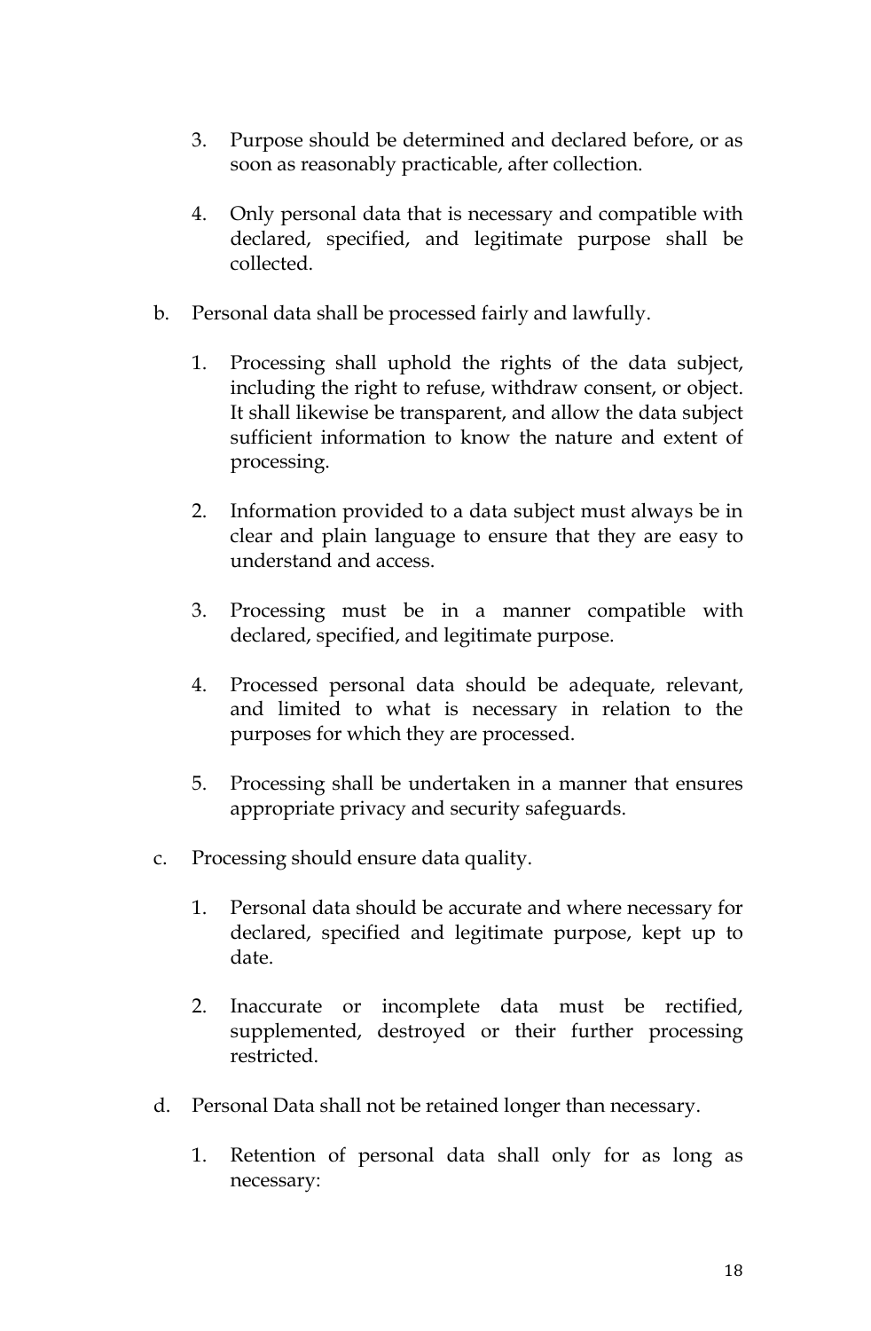3. Purpose should be determined and declared before, or as soon as reasonably practicable, after collection.

4. Only personal data that is necessary and compatible with declared, specified, and legitimate purpose shall be collected.

b. Personal data shall be processed fairly and lawfully.

1. Processing shall uphold the rights of the data subject, including the right to refuse, withdraw consent, or object. It shall likewise be transparent, and allow the data subject sufficient information to know the nature and extent of processing.

2. Information provided to a data subject must always be in clear and plain language to ensure that they are easy to understand and access.

3. Processing must be in a manner compatible with declared, specified, and legitimate purpose.

4. Processed personal data should be adequate, relevant, and limited to what is necessary in relation to the purposes for which they are processed.

5. Processing shall be undertaken in a manner that ensures appropriate privacy and security safeguards.

c. Processing should ensure data quality.

1. Personal data should be accurate and where necessary for declared, specified and legitimate purpose, kept up to date.

2. Inaccurate or incomplete data must be rectified, supplemented, destroyed or their further processing restricted.

d. Personal Data shall not be retained longer than necessary.

1. Retention of personal data shall only for as long as necessary: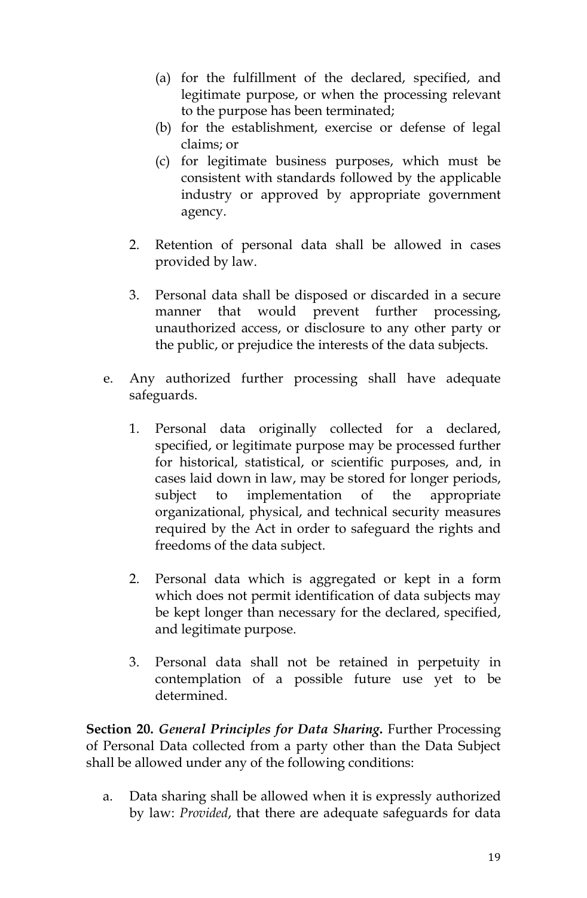(a) for the fulfillment of the declared, specified, and legitimate purpose, or when the processing relevant to the purpose has been terminated;
   (b) for the establishment, exercise or defense of legal claims; or
   (c) for legitimate business purposes, which must be consistent with standards followed by the applicable industry or approved by appropriate government agency.

   2. Retention of personal data shall be allowed in cases provided by law.

   3. Personal data shall be disposed or discarded in a secure manner that would prevent further processing, unauthorized access, or disclosure to any other party or the public, or prejudice the interests of the data subjects.

e. Any authorized further processing shall have adequate safeguards.

   1. Personal data originally collected for a declared, specified, or legitimate purpose may be processed further for historical, statistical, or scientific purposes, and, in cases laid down in law, may be stored for longer periods, subject to implementation of the appropriate organizational, physical, and technical security measures required by the Act in order to safeguard the rights and freedoms of the data subject.

   2. Personal data which is aggregated or kept in a form which does not permit identification of data subjects may be kept longer than necessary for the declared, specified, and legitimate purpose.

   3. Personal data shall not be retained in perpetuity in contemplation of a possible future use yet to be determined.

**Section 20.** ***General Principles for Data Sharing*****.** Further Processing of Personal Data collected from a party other than the Data Subject shall be allowed under any of the following conditions:

a. Data sharing shall be allowed when it is expressly authorized by law: *Provided*, that there are adequate safeguards for data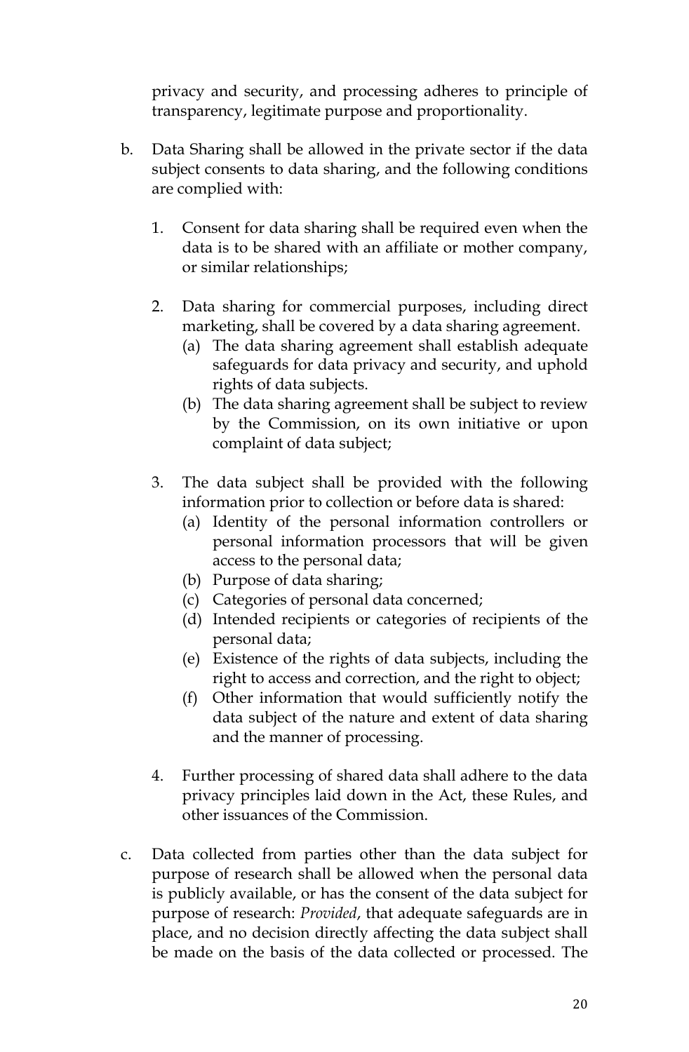privacy and security, and processing adheres to principle of transparency, legitimate purpose and proportionality.

b. Data Sharing shall be allowed in the private sector if the data subject consents to data sharing, and the following conditions are complied with:

   1. Consent for data sharing shall be required even when the data is to be shared with an affiliate or mother company, or similar relationships;

   2. Data sharing for commercial purposes, including direct marketing, shall be covered by a data sharing agreement.
      (a) The data sharing agreement shall establish adequate safeguards for data privacy and security, and uphold rights of data subjects.
      (b) The data sharing agreement shall be subject to review by the Commission, on its own initiative or upon complaint of data subject;

   3. The data subject shall be provided with the following information prior to collection or before data is shared:
      (a) Identity of the personal information controllers or personal information processors that will be given access to the personal data;
      (b) Purpose of data sharing;
      (c) Categories of personal data concerned;
      (d) Intended recipients or categories of recipients of the personal data;
      (e) Existence of the rights of data subjects, including the right to access and correction, and the right to object;
      (f) Other information that would sufficiently notify the data subject of the nature and extent of data sharing and the manner of processing.

   4. Further processing of shared data shall adhere to the data privacy principles laid down in the Act, these Rules, and other issuances of the Commission.

c. Data collected from parties other than the data subject for purpose of research shall be allowed when the personal data is publicly available, or has the consent of the data subject for purpose of research: *Provided*, that adequate safeguards are in place, and no decision directly affecting the data subject shall be made on the basis of the data collected or processed. The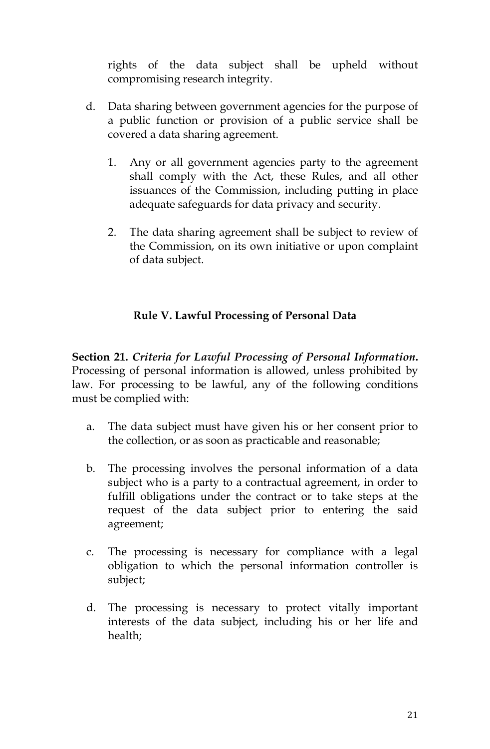rights of the data subject shall be upheld without compromising research integrity.

d. Data sharing between government agencies for the purpose of a public function or provision of a public service shall be covered a data sharing agreement.

   1. Any or all government agencies party to the agreement shall comply with the Act, these Rules, and all other issuances of the Commission, including putting in place adequate safeguards for data privacy and security.

   2. The data sharing agreement shall be subject to review of the Commission, on its own initiative or upon complaint of data subject.

## Rule V. Lawful Processing of Personal Data

**Section 21.** ***Criteria for Lawful Processing of Personal Information.*** Processing of personal information is allowed, unless prohibited by law. For processing to be lawful, any of the following conditions must be complied with:

a. The data subject must have given his or her consent prior to the collection, or as soon as practicable and reasonable;

b. The processing involves the personal information of a data subject who is a party to a contractual agreement, in order to fulfill obligations under the contract or to take steps at the request of the data subject prior to entering the said agreement;

c. The processing is necessary for compliance with a legal obligation to which the personal information controller is subject;

d. The processing is necessary to protect vitally important interests of the data subject, including his or her life and health;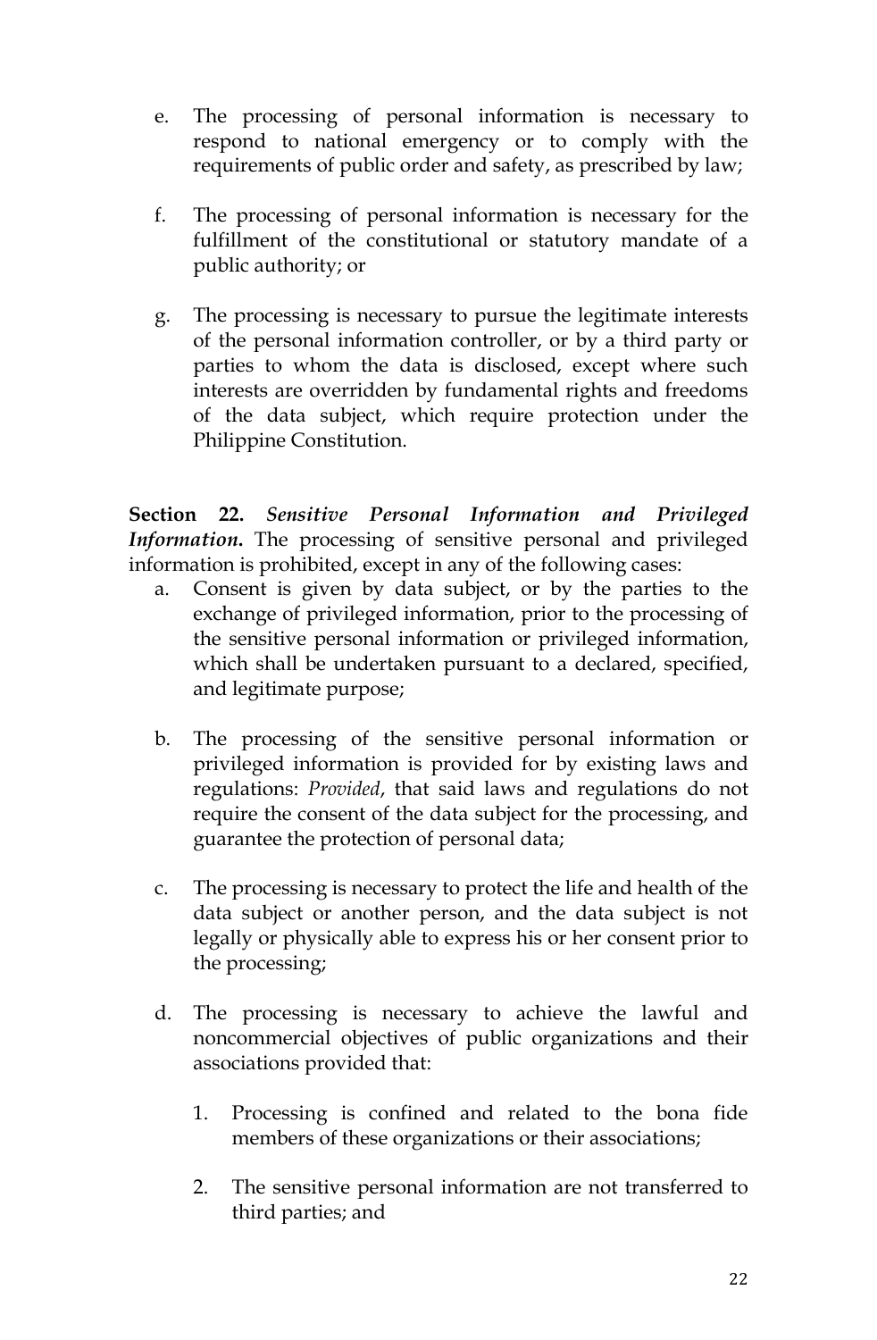e. The processing of personal information is necessary to respond to national emergency or to comply with the requirements of public order and safety, as prescribed by law;

f. The processing of personal information is necessary for the fulfillment of the constitutional or statutory mandate of a public authority; or

g. The processing is necessary to pursue the legitimate interests of the personal information controller, or by a third party or parties to whom the data is disclosed, except where such interests are overridden by fundamental rights and freedoms of the data subject, which require protection under the Philippine Constitution.

**Section 22.** ***Sensitive Personal Information and Privileged Information.*** The processing of sensitive personal and privileged information is prohibited, except in any of the following cases:

a. Consent is given by data subject, or by the parties to the exchange of privileged information, prior to the processing of the sensitive personal information or privileged information, which shall be undertaken pursuant to a declared, specified, and legitimate purpose;

b. The processing of the sensitive personal information or privileged information is provided for by existing laws and regulations: *Provided*, that said laws and regulations do not require the consent of the data subject for the processing, and guarantee the protection of personal data;

c. The processing is necessary to protect the life and health of the data subject or another person, and the data subject is not legally or physically able to express his or her consent prior to the processing;

d. The processing is necessary to achieve the lawful and noncommercial objectives of public organizations and their associations provided that:

   1. Processing is confined and related to the bona fide members of these organizations or their associations;

   2. The sensitive personal information are not transferred to third parties; and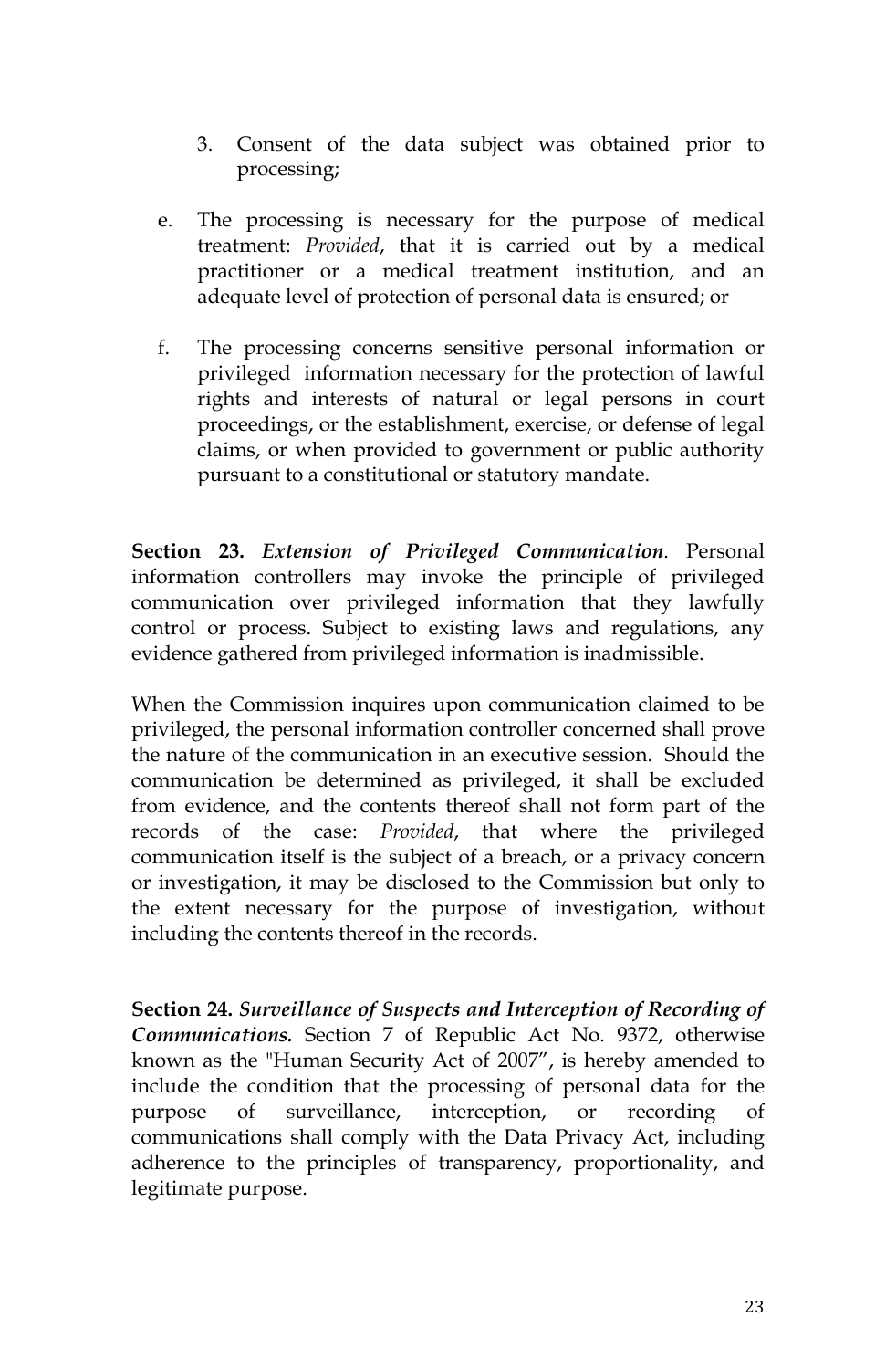3. Consent of the data subject was obtained prior to processing;

e. The processing is necessary for the purpose of medical treatment: *Provided*, that it is carried out by a medical practitioner or a medical treatment institution, and an adequate level of protection of personal data is ensured; or

f. The processing concerns sensitive personal information or privileged information necessary for the protection of lawful rights and interests of natural or legal persons in court proceedings, or the establishment, exercise, or defense of legal claims, or when provided to government or public authority pursuant to a constitutional or statutory mandate.

**Section 23.** ***Extension of Privileged Communication***. Personal information controllers may invoke the principle of privileged communication over privileged information that they lawfully control or process. Subject to existing laws and regulations, any evidence gathered from privileged information is inadmissible.

When the Commission inquires upon communication claimed to be privileged, the personal information controller concerned shall prove the nature of the communication in an executive session. Should the communication be determined as privileged, it shall be excluded from evidence, and the contents thereof shall not form part of the records of the case: *Provided*, that where the privileged communication itself is the subject of a breach, or a privacy concern or investigation, it may be disclosed to the Commission but only to the extent necessary for the purpose of investigation, without including the contents thereof in the records.

**Section 24.** ***Surveillance of Suspects and Interception of Recording of Communications.*** Section 7 of Republic Act No. 9372, otherwise known as the "Human Security Act of 2007", is hereby amended to include the condition that the processing of personal data for the purpose of surveillance, interception, or recording of communications shall comply with the Data Privacy Act, including adherence to the principles of transparency, proportionality, and legitimate purpose.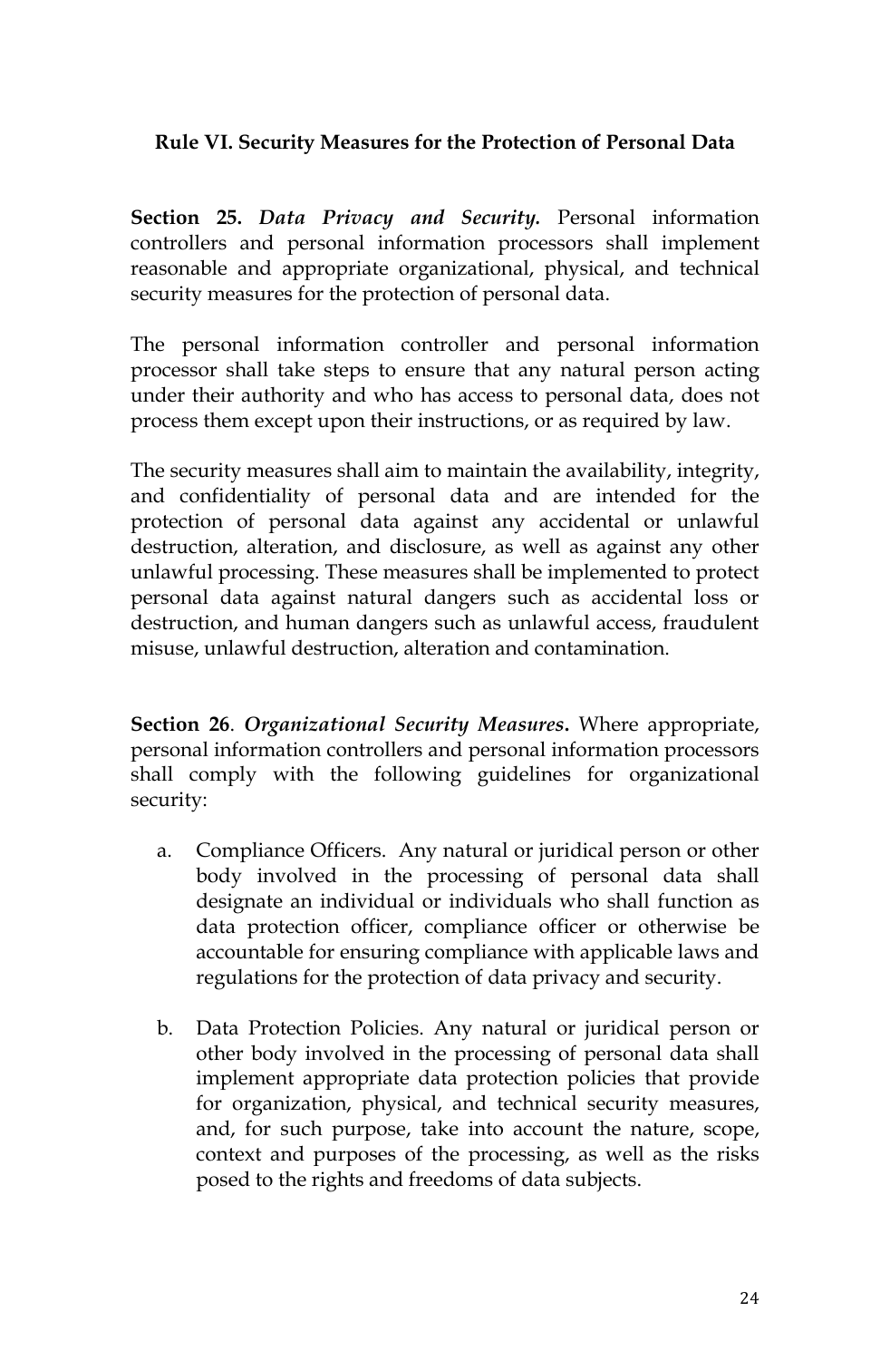### Rule VI. Security Measures for the Protection of Personal Data

**Section 25.** ***Data Privacy and Security.*** Personal information controllers and personal information processors shall implement reasonable and appropriate organizational, physical, and technical security measures for the protection of personal data.

The personal information controller and personal information processor shall take steps to ensure that any natural person acting under their authority and who has access to personal data, does not process them except upon their instructions, or as required by law.

The security measures shall aim to maintain the availability, integrity, and confidentiality of personal data and are intended for the protection of personal data against any accidental or unlawful destruction, alteration, and disclosure, as well as against any other unlawful processing. These measures shall be implemented to protect personal data against natural dangers such as accidental loss or destruction, and human dangers such as unlawful access, fraudulent misuse, unlawful destruction, alteration and contamination.

**Section 26**. ***Organizational Security Measures*****.** Where appropriate, personal information controllers and personal information processors shall comply with the following guidelines for organizational security:

a. Compliance Officers. Any natural or juridical person or other body involved in the processing of personal data shall designate an individual or individuals who shall function as data protection officer, compliance officer or otherwise be accountable for ensuring compliance with applicable laws and regulations for the protection of data privacy and security.

b. Data Protection Policies. Any natural or juridical person or other body involved in the processing of personal data shall implement appropriate data protection policies that provide for organization, physical, and technical security measures, and, for such purpose, take into account the nature, scope, context and purposes of the processing, as well as the risks posed to the rights and freedoms of data subjects.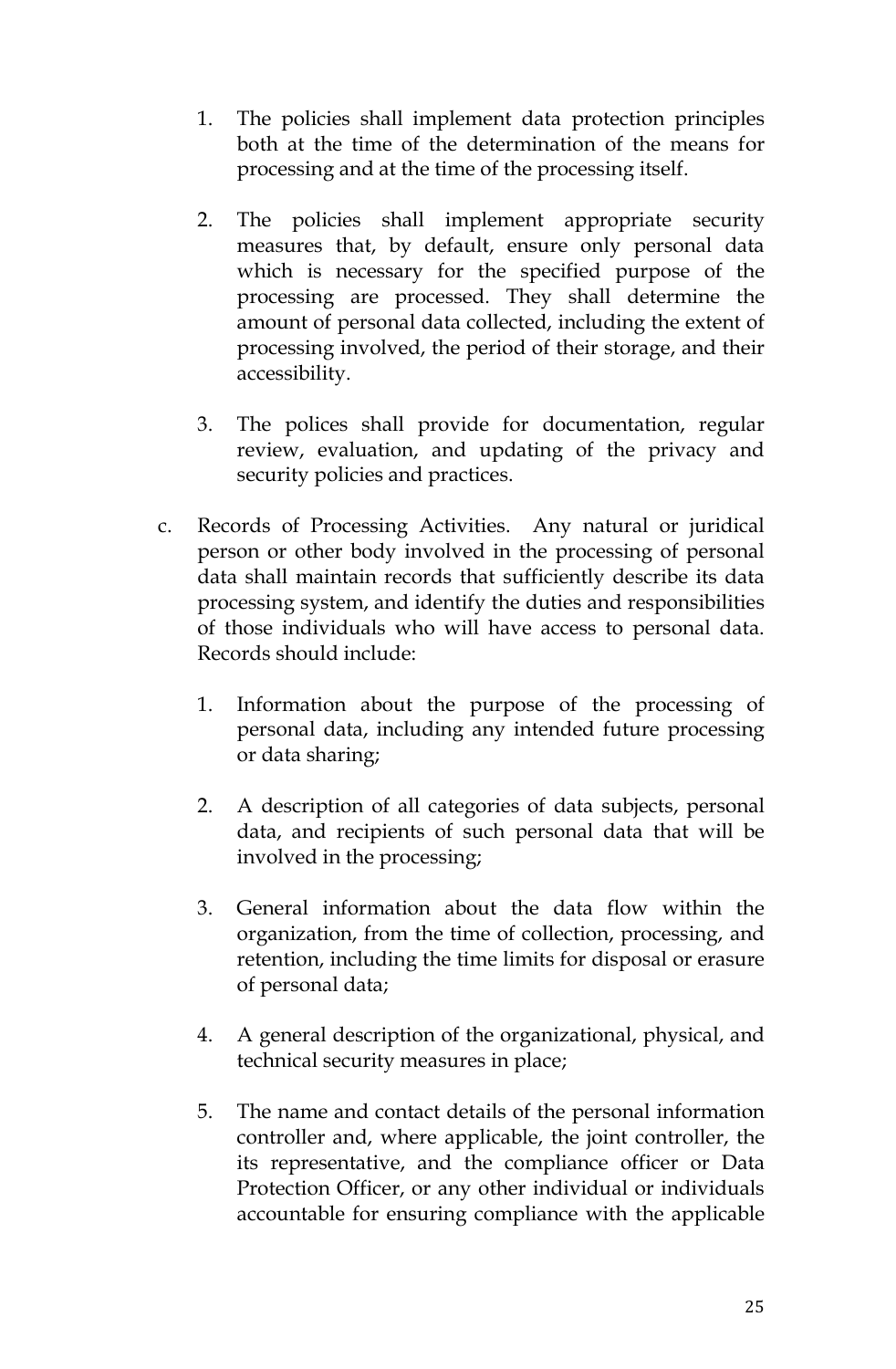1. The policies shall implement data protection principles both at the time of the determination of the means for processing and at the time of the processing itself.

2. The policies shall implement appropriate security measures that, by default, ensure only personal data which is necessary for the specified purpose of the processing are processed. They shall determine the amount of personal data collected, including the extent of processing involved, the period of their storage, and their accessibility.

3. The polices shall provide for documentation, regular review, evaluation, and updating of the privacy and security policies and practices.

c. Records of Processing Activities. Any natural or juridical person or other body involved in the processing of personal data shall maintain records that sufficiently describe its data processing system, and identify the duties and responsibilities of those individuals who will have access to personal data. Records should include:

   1. Information about the purpose of the processing of personal data, including any intended future processing or data sharing;

   2. A description of all categories of data subjects, personal data, and recipients of such personal data that will be involved in the processing;

   3. General information about the data flow within the organization, from the time of collection, processing, and retention, including the time limits for disposal or erasure of personal data;

   4. A general description of the organizational, physical, and technical security measures in place;

   5. The name and contact details of the personal information controller and, where applicable, the joint controller, the its representative, and the compliance officer or Data Protection Officer, or any other individual or individuals accountable for ensuring compliance with the applicable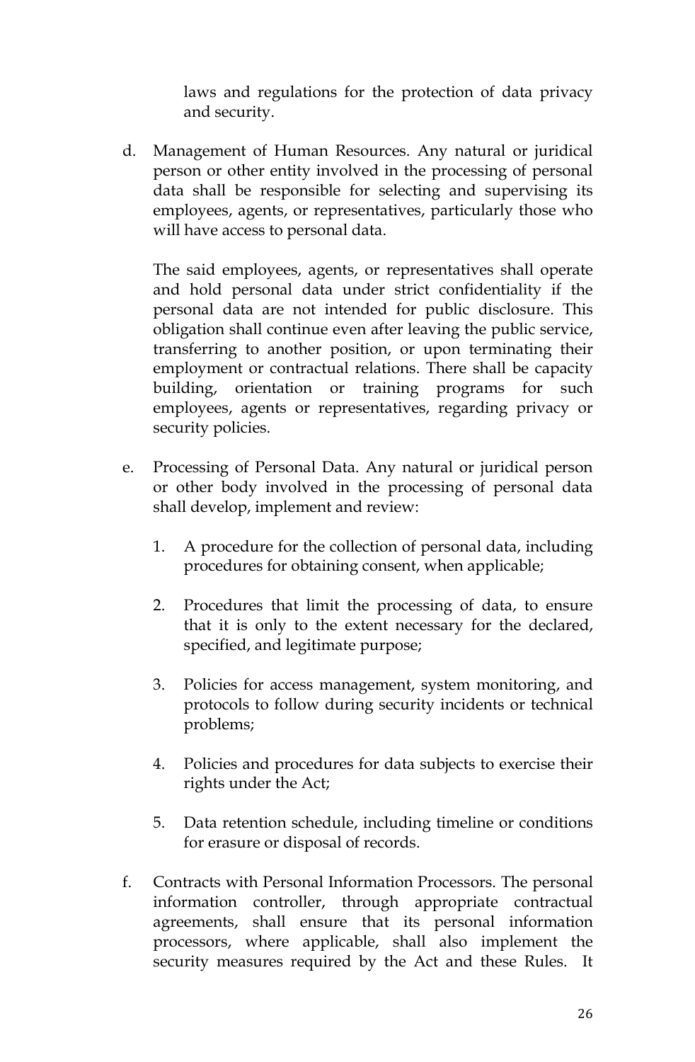laws and regulations for the protection of data privacy and security.

d. Management of Human Resources. Any natural or juridical person or other entity involved in the processing of personal data shall be responsible for selecting and supervising its employees, agents, or representatives, particularly those who will have access to personal data.

   The said employees, agents, or representatives shall operate and hold personal data under strict confidentiality if the personal data are not intended for public disclosure. This obligation shall continue even after leaving the public service, transferring to another position, or upon terminating their employment or contractual relations. There shall be capacity building, orientation or training programs for such employees, agents or representatives, regarding privacy or security policies.

e. Processing of Personal Data. Any natural or juridical person or other body involved in the processing of personal data shall develop, implement and review:

   1. A procedure for the collection of personal data, including procedures for obtaining consent, when applicable;

   2. Procedures that limit the processing of data, to ensure that it is only to the extent necessary for the declared, specified, and legitimate purpose;

   3. Policies for access management, system monitoring, and protocols to follow during security incidents or technical problems;

   4. Policies and procedures for data subjects to exercise their rights under the Act;

   5. Data retention schedule, including timeline or conditions for erasure or disposal of records.

f. Contracts with Personal Information Processors. The personal information controller, through appropriate contractual agreements, shall ensure that its personal information processors, where applicable, shall also implement the security measures required by the Act and these Rules. It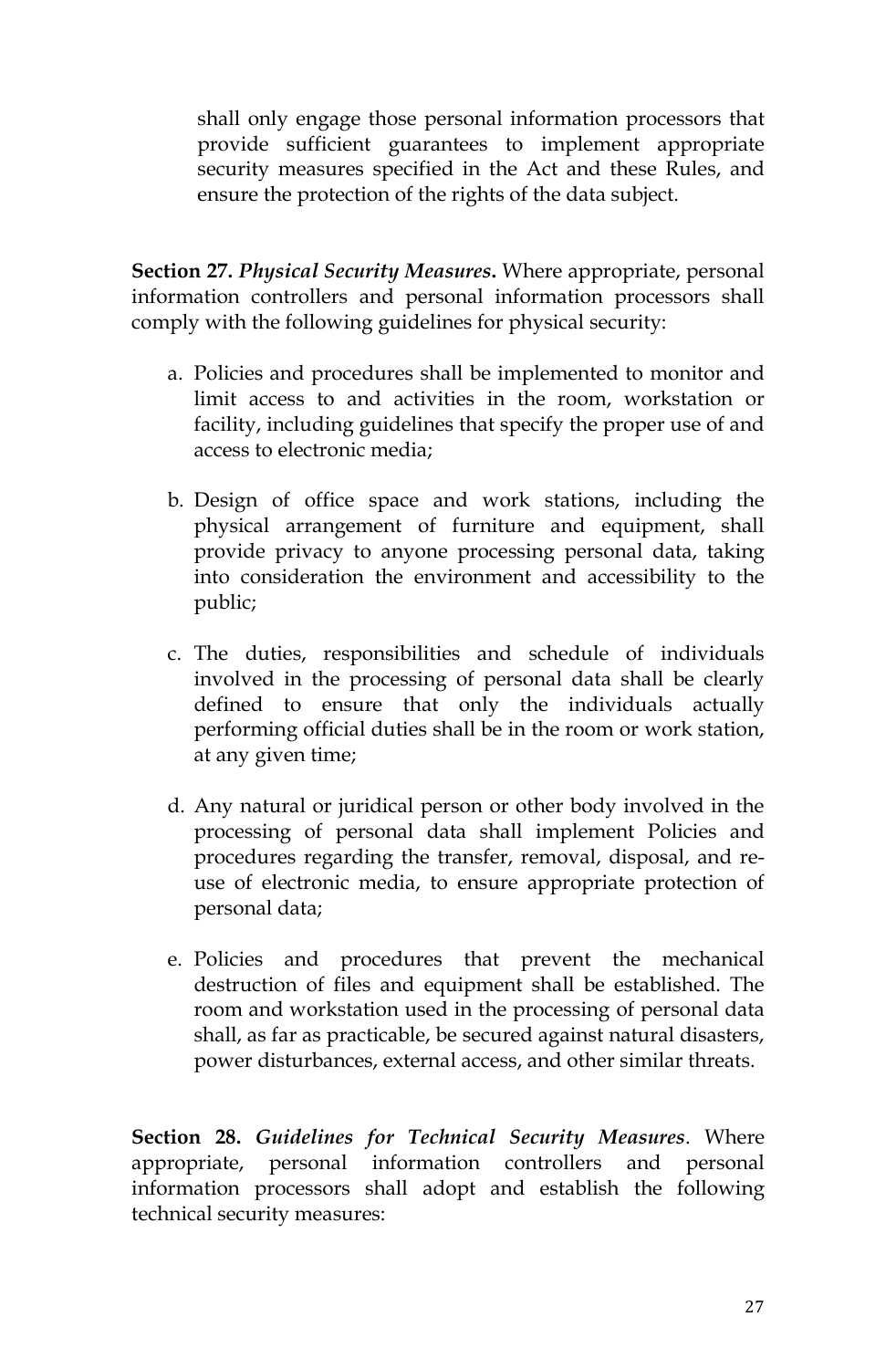shall only engage those personal information processors that provide sufficient guarantees to implement appropriate security measures specified in the Act and these Rules, and ensure the protection of the rights of the data subject.

**Section 27.** ***Physical Security Measures*****.** Where appropriate, personal information controllers and personal information processors shall comply with the following guidelines for physical security:

a. Policies and procedures shall be implemented to monitor and limit access to and activities in the room, workstation or facility, including guidelines that specify the proper use of and access to electronic media;

b. Design of office space and work stations, including the physical arrangement of furniture and equipment, shall provide privacy to anyone processing personal data, taking into consideration the environment and accessibility to the public;

c. The duties, responsibilities and schedule of individuals involved in the processing of personal data shall be clearly defined to ensure that only the individuals actually performing official duties shall be in the room or work station, at any given time;

d. Any natural or juridical person or other body involved in the processing of personal data shall implement Policies and procedures regarding the transfer, removal, disposal, and re-use of electronic media, to ensure appropriate protection of personal data;

e. Policies and procedures that prevent the mechanical destruction of files and equipment shall be established. The room and workstation used in the processing of personal data shall, as far as practicable, be secured against natural disasters, power disturbances, external access, and other similar threats.

**Section 28.** ***Guidelines for Technical Security Measures***. Where appropriate, personal information controllers and personal information processors shall adopt and establish the following technical security measures: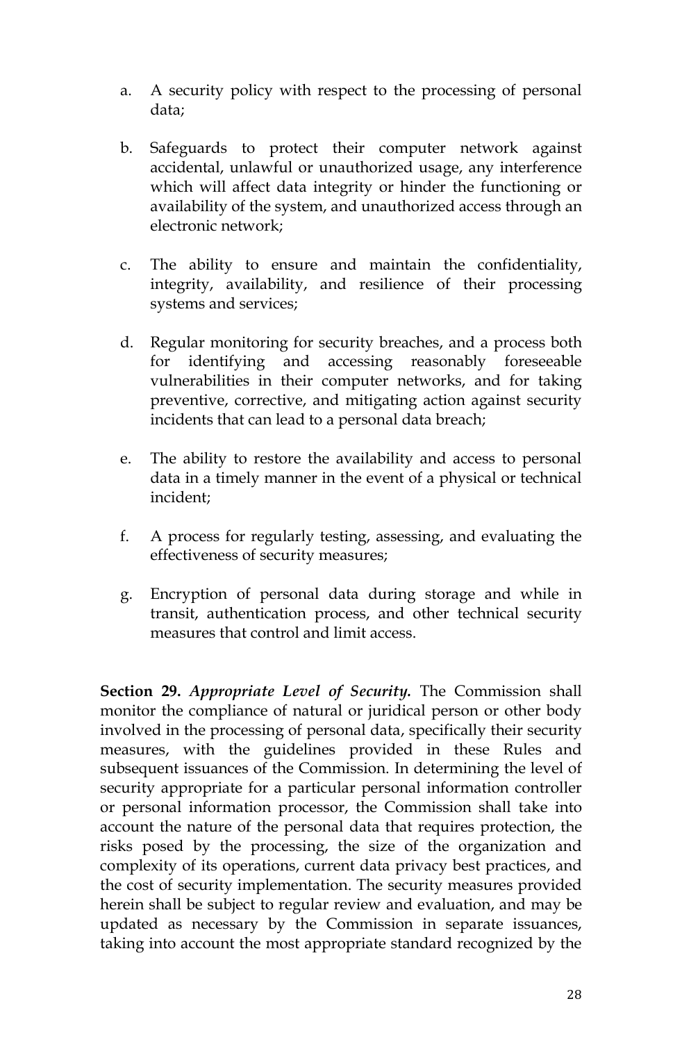a. A security policy with respect to the processing of personal data;

b. Safeguards to protect their computer network against accidental, unlawful or unauthorized usage, any interference which will affect data integrity or hinder the functioning or availability of the system, and unauthorized access through an electronic network;

c. The ability to ensure and maintain the confidentiality, integrity, availability, and resilience of their processing systems and services;

d. Regular monitoring for security breaches, and a process both for identifying and accessing reasonably foreseeable vulnerabilities in their computer networks, and for taking preventive, corrective, and mitigating action against security incidents that can lead to a personal data breach;

e. The ability to restore the availability and access to personal data in a timely manner in the event of a physical or technical incident;

f. A process for regularly testing, assessing, and evaluating the effectiveness of security measures;

g. Encryption of personal data during storage and while in transit, authentication process, and other technical security measures that control and limit access.

**Section 29.** ***Appropriate Level of Security.*** The Commission shall monitor the compliance of natural or juridical person or other body involved in the processing of personal data, specifically their security measures, with the guidelines provided in these Rules and subsequent issuances of the Commission. In determining the level of security appropriate for a particular personal information controller or personal information processor, the Commission shall take into account the nature of the personal data that requires protection, the risks posed by the processing, the size of the organization and complexity of its operations, current data privacy best practices, and the cost of security implementation. The security measures provided herein shall be subject to regular review and evaluation, and may be updated as necessary by the Commission in separate issuances, taking into account the most appropriate standard recognized by the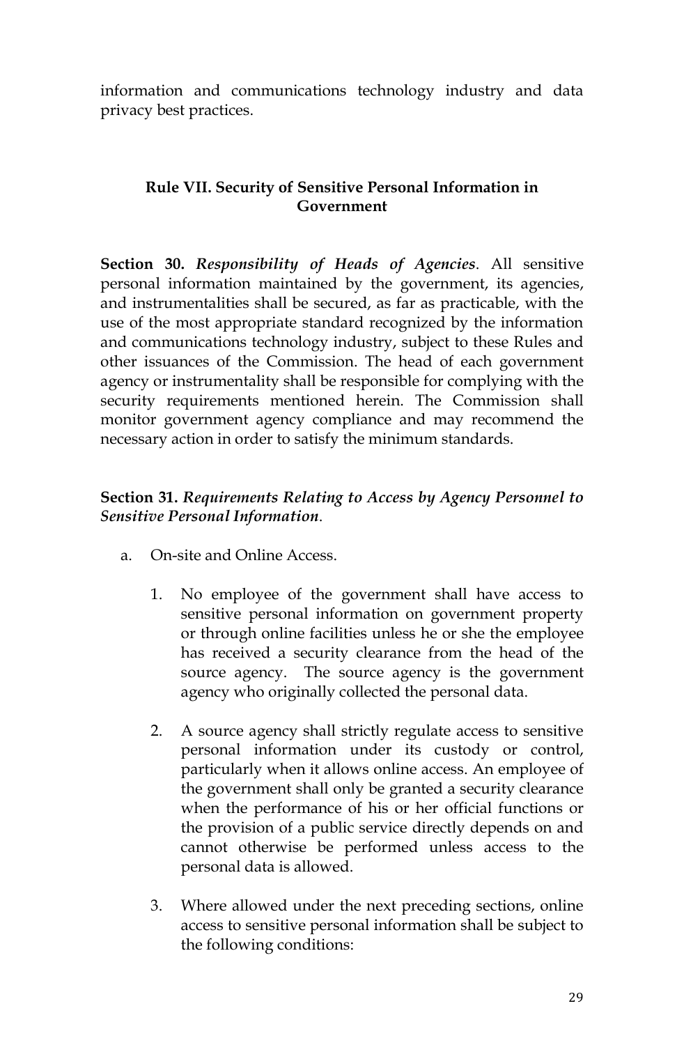information and communications technology industry and data privacy best practices.

## Rule VII. Security of Sensitive Personal Information in Government

**Section 30.** ***Responsibility of Heads of Agencies***. All sensitive personal information maintained by the government, its agencies, and instrumentalities shall be secured, as far as practicable, with the use of the most appropriate standard recognized by the information and communications technology industry, subject to these Rules and other issuances of the Commission. The head of each government agency or instrumentality shall be responsible for complying with the security requirements mentioned herein. The Commission shall monitor government agency compliance and may recommend the necessary action in order to satisfy the minimum standards.

**Section 31.** ***Requirements Relating to Access by Agency Personnel to Sensitive Personal Information***.

a. On-site and Online Access.

   1. No employee of the government shall have access to sensitive personal information on government property or through online facilities unless he or she the employee has received a security clearance from the head of the source agency. The source agency is the government agency who originally collected the personal data.

   2. A source agency shall strictly regulate access to sensitive personal information under its custody or control, particularly when it allows online access. An employee of the government shall only be granted a security clearance when the performance of his or her official functions or the provision of a public service directly depends on and cannot otherwise be performed unless access to the personal data is allowed.

   3. Where allowed under the next preceding sections, online access to sensitive personal information shall be subject to the following conditions: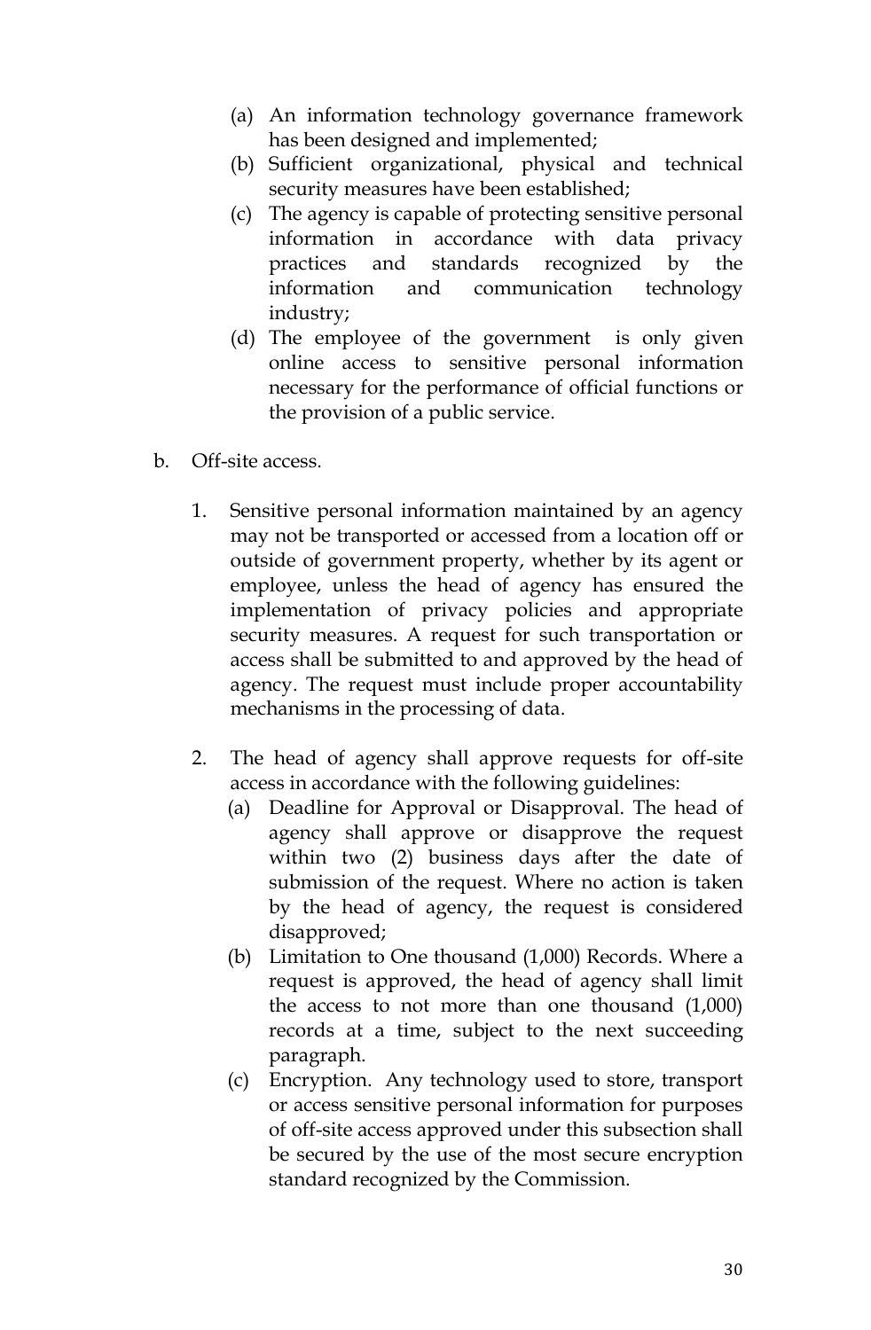(a) An information technology governance framework has been designed and implemented;

(b) Sufficient organizational, physical and technical security measures have been established;

(c) The agency is capable of protecting sensitive personal information in accordance with data privacy practices and standards recognized by the information and communication technology industry;

(d) The employee of the government is only given online access to sensitive personal information necessary for the performance of official functions or the provision of a public service.

b. Off-site access.

1. Sensitive personal information maintained by an agency may not be transported or accessed from a location off or outside of government property, whether by its agent or employee, unless the head of agency has ensured the implementation of privacy policies and appropriate security measures. A request for such transportation or access shall be submitted to and approved by the head of agency. The request must include proper accountability mechanisms in the processing of data.

2. The head of agency shall approve requests for off-site access in accordance with the following guidelines:

   (a) Deadline for Approval or Disapproval. The head of agency shall approve or disapprove the request within two (2) business days after the date of submission of the request. Where no action is taken by the head of agency, the request is considered disapproved;

   (b) Limitation to One thousand (1,000) Records. Where a request is approved, the head of agency shall limit the access to not more than one thousand (1,000) records at a time, subject to the next succeeding paragraph.

   (c) Encryption. Any technology used to store, transport or access sensitive personal information for purposes of off-site access approved under this subsection shall be secured by the use of the most secure encryption standard recognized by the Commission.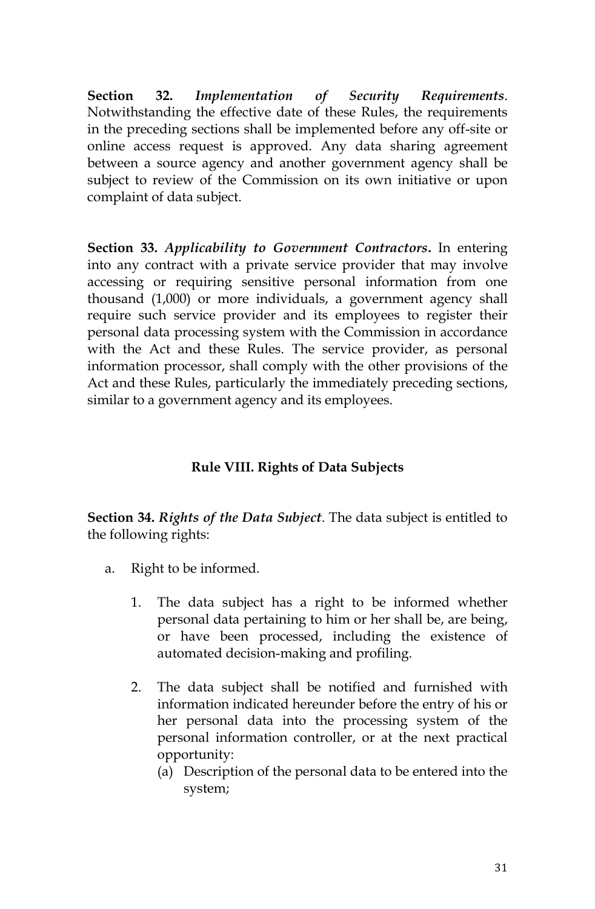**Section 32.** *Implementation of Security Requirements*. Notwithstanding the effective date of these Rules, the requirements in the preceding sections shall be implemented before any off-site or online access request is approved. Any data sharing agreement between a source agency and another government agency shall be subject to review of the Commission on its own initiative or upon complaint of data subject.

**Section 33.** ***Applicability to Government Contractors*.** In entering into any contract with a private service provider that may involve accessing or requiring sensitive personal information from one thousand (1,000) or more individuals, a government agency shall require such service provider and its employees to register their personal data processing system with the Commission in accordance with the Act and these Rules. The service provider, as personal information processor, shall comply with the other provisions of the Act and these Rules, particularly the immediately preceding sections, similar to a government agency and its employees.

## Rule VIII. Rights of Data Subjects

**Section 34.** ***Rights of the Data Subject***. The data subject is entitled to the following rights:

a. Right to be informed.

   1. The data subject has a right to be informed whether personal data pertaining to him or her shall be, are being, or have been processed, including the existence of automated decision-making and profiling.

   2. The data subject shall be notified and furnished with information indicated hereunder before the entry of his or her personal data into the processing system of the personal information controller, or at the next practical opportunity:
      (a) Description of the personal data to be entered into the system;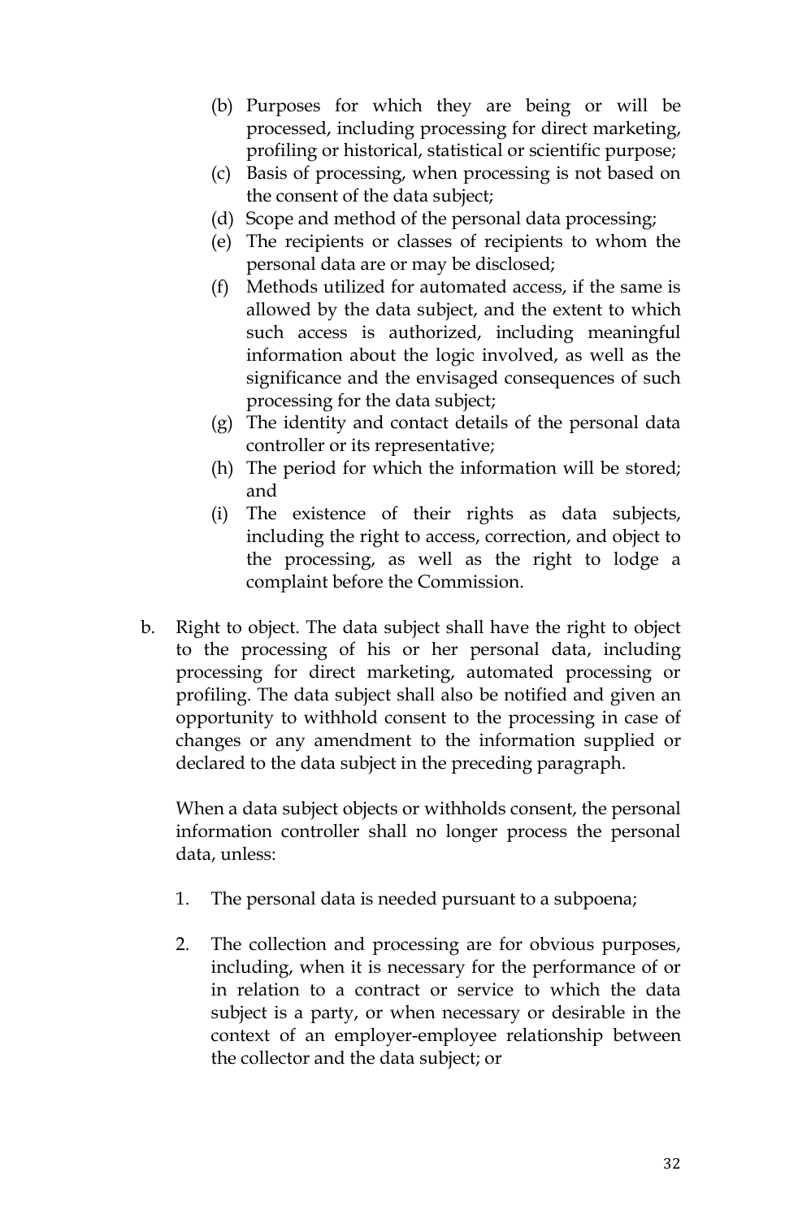(b) Purposes for which they are being or will be processed, including processing for direct marketing, profiling or historical, statistical or scientific purpose;

(c) Basis of processing, when processing is not based on the consent of the data subject;

(d) Scope and method of the personal data processing;

(e) The recipients or classes of recipients to whom the personal data are or may be disclosed;

(f) Methods utilized for automated access, if the same is allowed by the data subject, and the extent to which such access is authorized, including meaningful information about the logic involved, as well as the significance and the envisaged consequences of such processing for the data subject;

(g) The identity and contact details of the personal data controller or its representative;

(h) The period for which the information will be stored; and

(i) The existence of their rights as data subjects, including the right to access, correction, and object to the processing, as well as the right to lodge a complaint before the Commission.

b. Right to object. The data subject shall have the right to object to the processing of his or her personal data, including processing for direct marketing, automated processing or profiling. The data subject shall also be notified and given an opportunity to withhold consent to the processing in case of changes or any amendment to the information supplied or declared to the data subject in the preceding paragraph.

   When a data subject objects or withholds consent, the personal information controller shall no longer process the personal data, unless:

   1. The personal data is needed pursuant to a subpoena;

   2. The collection and processing are for obvious purposes, including, when it is necessary for the performance of or in relation to a contract or service to which the data subject is a party, or when necessary or desirable in the context of an employer-employee relationship between the collector and the data subject; or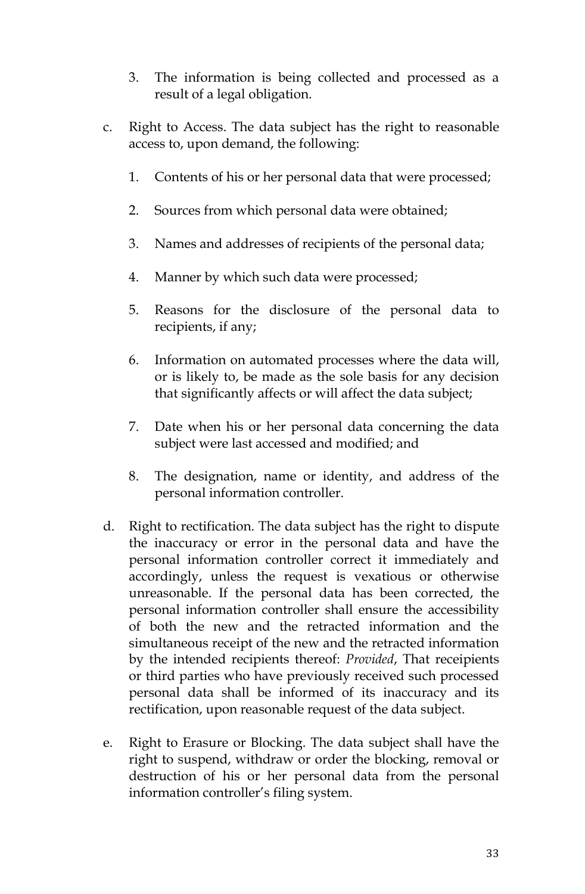3. The information is being collected and processed as a result of a legal obligation.

c. Right to Access. The data subject has the right to reasonable access to, upon demand, the following:

    1. Contents of his or her personal data that were processed;

    2. Sources from which personal data were obtained;

    3. Names and addresses of recipients of the personal data;

    4. Manner by which such data were processed;

    5. Reasons for the disclosure of the personal data to recipients, if any;

    6. Information on automated processes where the data will, or is likely to, be made as the sole basis for any decision that significantly affects or will affect the data subject;

    7. Date when his or her personal data concerning the data subject were last accessed and modified; and

    8. The designation, name or identity, and address of the personal information controller.

d. Right to rectification. The data subject has the right to dispute the inaccuracy or error in the personal data and have the personal information controller correct it immediately and accordingly, unless the request is vexatious or otherwise unreasonable. If the personal data has been corrected, the personal information controller shall ensure the accessibility of both the new and the retracted information and the simultaneous receipt of the new and the retracted information by the intended recipients thereof: *Provided*, That receipients or third parties who have previously received such processed personal data shall be informed of its inaccuracy and its rectification, upon reasonable request of the data subject.

e. Right to Erasure or Blocking. The data subject shall have the right to suspend, withdraw or order the blocking, removal or destruction of his or her personal data from the personal information controller's filing system.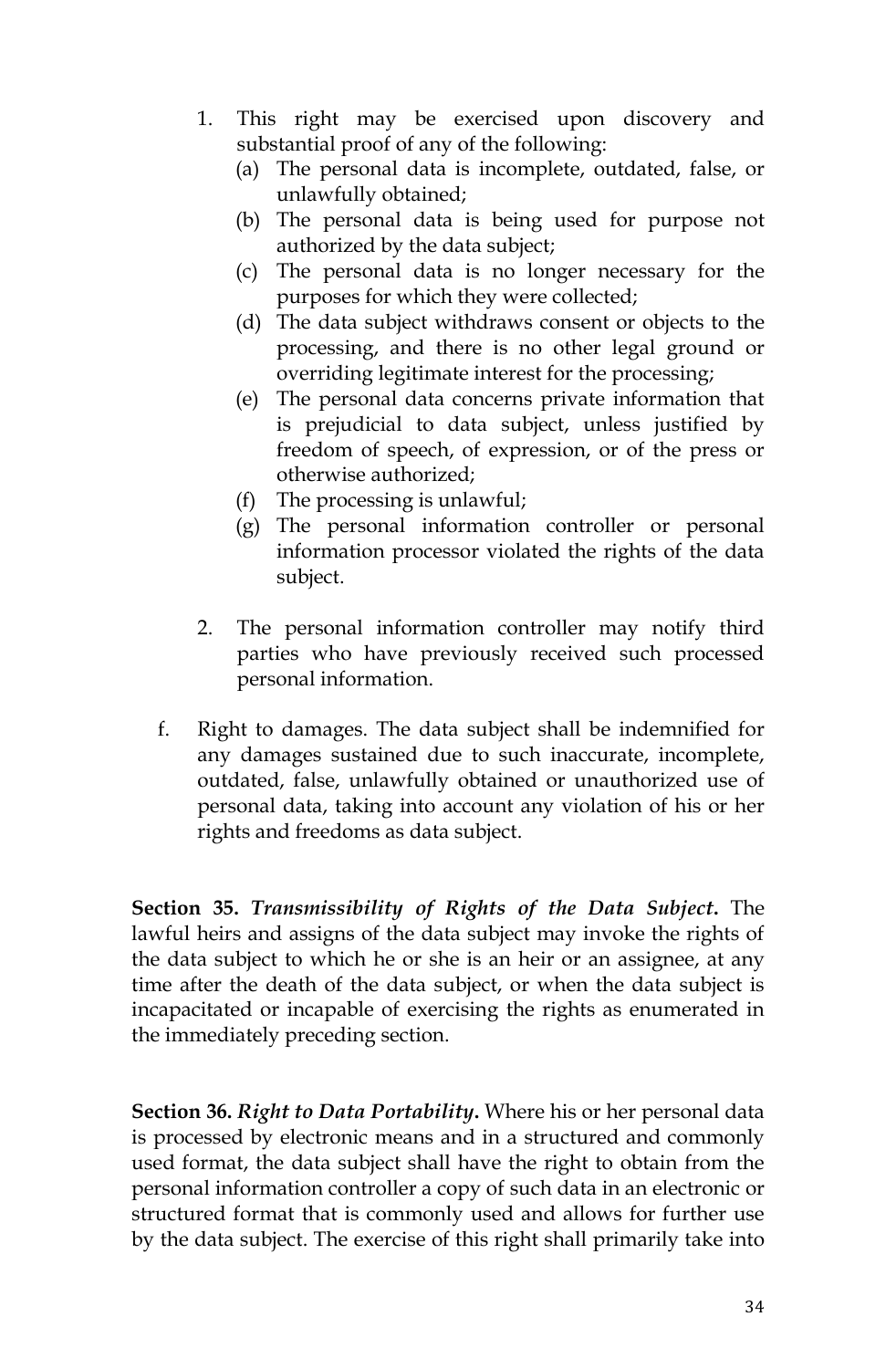1. This right may be exercised upon discovery and substantial proof of any of the following:
   (a) The personal data is incomplete, outdated, false, or unlawfully obtained;
   (b) The personal data is being used for purpose not authorized by the data subject;
   (c) The personal data is no longer necessary for the purposes for which they were collected;
   (d) The data subject withdraws consent or objects to the processing, and there is no other legal ground or overriding legitimate interest for the processing;
   (e) The personal data concerns private information that is prejudicial to data subject, unless justified by freedom of speech, of expression, or of the press or otherwise authorized;
   (f) The processing is unlawful;
   (g) The personal information controller or personal information processor violated the rights of the data subject.

2. The personal information controller may notify third parties who have previously received such processed personal information.

f. Right to damages. The data subject shall be indemnified for any damages sustained due to such inaccurate, incomplete, outdated, false, unlawfully obtained or unauthorized use of personal data, taking into account any violation of his or her rights and freedoms as data subject.

**Section 35.** ***Transmissibility of Rights of the Data Subject.*** The lawful heirs and assigns of the data subject may invoke the rights of the data subject to which he or she is an heir or an assignee, at any time after the death of the data subject, or when the data subject is incapacitated or incapable of exercising the rights as enumerated in the immediately preceding section.

**Section 36.** ***Right to Data Portability.*** Where his or her personal data is processed by electronic means and in a structured and commonly used format, the data subject shall have the right to obtain from the personal information controller a copy of such data in an electronic or structured format that is commonly used and allows for further use by the data subject. The exercise of this right shall primarily take into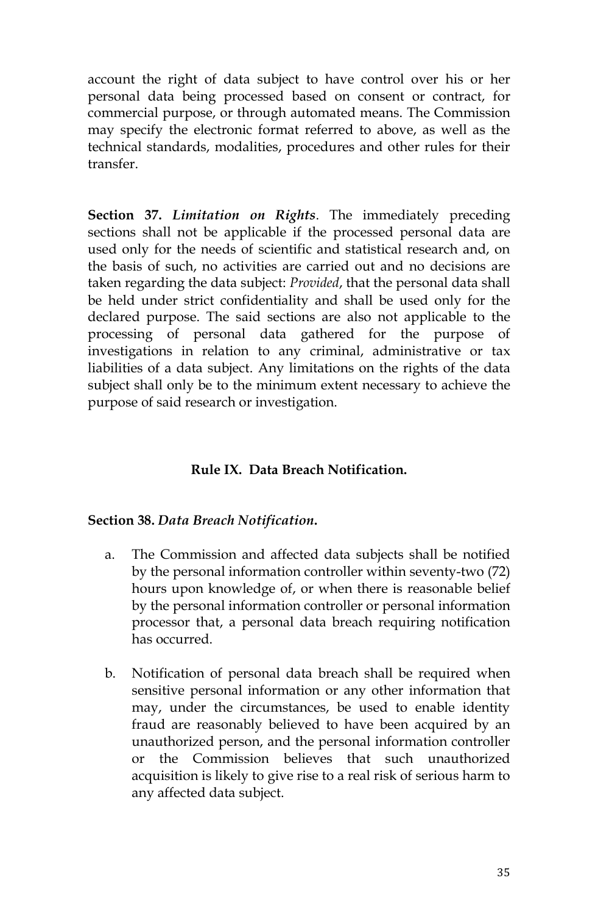account the right of data subject to have control over his or her personal data being processed based on consent or contract, for commercial purpose, or through automated means. The Commission may specify the electronic format referred to above, as well as the technical standards, modalities, procedures and other rules for their transfer.

**Section 37.** ***Limitation on Rights***. The immediately preceding sections shall not be applicable if the processed personal data are used only for the needs of scientific and statistical research and, on the basis of such, no activities are carried out and no decisions are taken regarding the data subject: *Provided*, that the personal data shall be held under strict confidentiality and shall be used only for the declared purpose. The said sections are also not applicable to the processing of personal data gathered for the purpose of investigations in relation to any criminal, administrative or tax liabilities of a data subject. Any limitations on the rights of the data subject shall only be to the minimum extent necessary to achieve the purpose of said research or investigation.

## Rule IX. Data Breach Notification.

**Section 38.** ***Data Breach Notification.***

a. The Commission and affected data subjects shall be notified by the personal information controller within seventy-two (72) hours upon knowledge of, or when there is reasonable belief by the personal information controller or personal information processor that, a personal data breach requiring notification has occurred.

b. Notification of personal data breach shall be required when sensitive personal information or any other information that may, under the circumstances, be used to enable identity fraud are reasonably believed to have been acquired by an unauthorized person, and the personal information controller or the Commission believes that such unauthorized acquisition is likely to give rise to a real risk of serious harm to any affected data subject.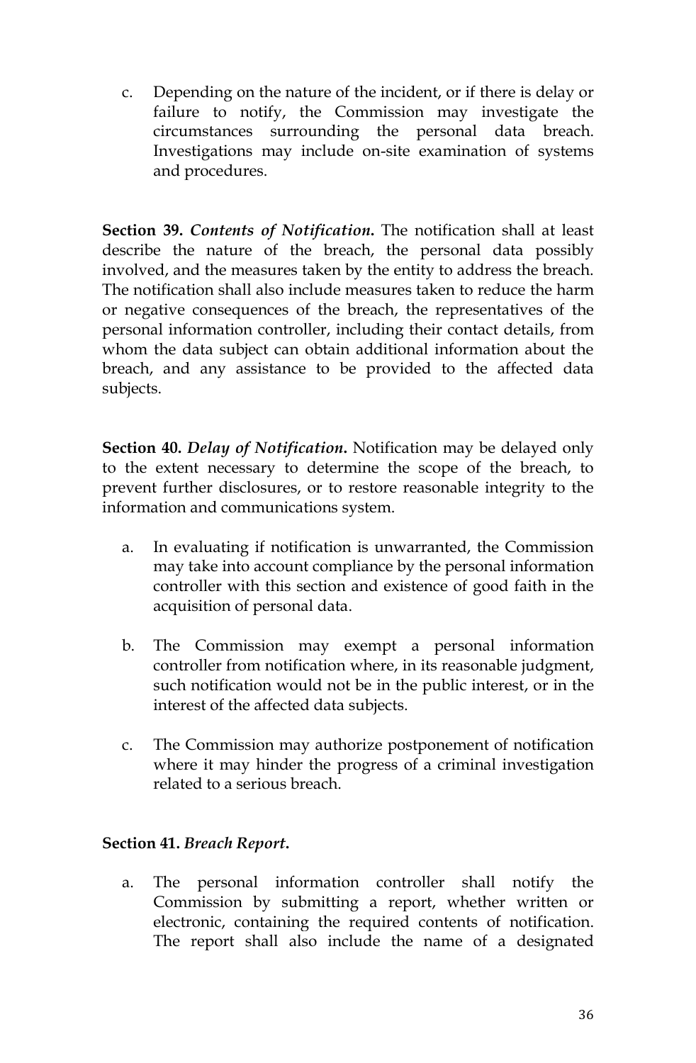c. Depending on the nature of the incident, or if there is delay or failure to notify, the Commission may investigate the circumstances surrounding the personal data breach. Investigations may include on-site examination of systems and procedures.

**Section 39.** ***Contents of Notification.*** The notification shall at least describe the nature of the breach, the personal data possibly involved, and the measures taken by the entity to address the breach. The notification shall also include measures taken to reduce the harm or negative consequences of the breach, the representatives of the personal information controller, including their contact details, from whom the data subject can obtain additional information about the breach, and any assistance to be provided to the affected data subjects.

**Section 40.** ***Delay of Notification.*** Notification may be delayed only to the extent necessary to determine the scope of the breach, to prevent further disclosures, or to restore reasonable integrity to the information and communications system.

a. In evaluating if notification is unwarranted, the Commission may take into account compliance by the personal information controller with this section and existence of good faith in the acquisition of personal data.

b. The Commission may exempt a personal information controller from notification where, in its reasonable judgment, such notification would not be in the public interest, or in the interest of the affected data subjects.

c. The Commission may authorize postponement of notification where it may hinder the progress of a criminal investigation related to a serious breach.

**Section 41.** ***Breach Report.***

a. The personal information controller shall notify the Commission by submitting a report, whether written or electronic, containing the required contents of notification. The report shall also include the name of a designated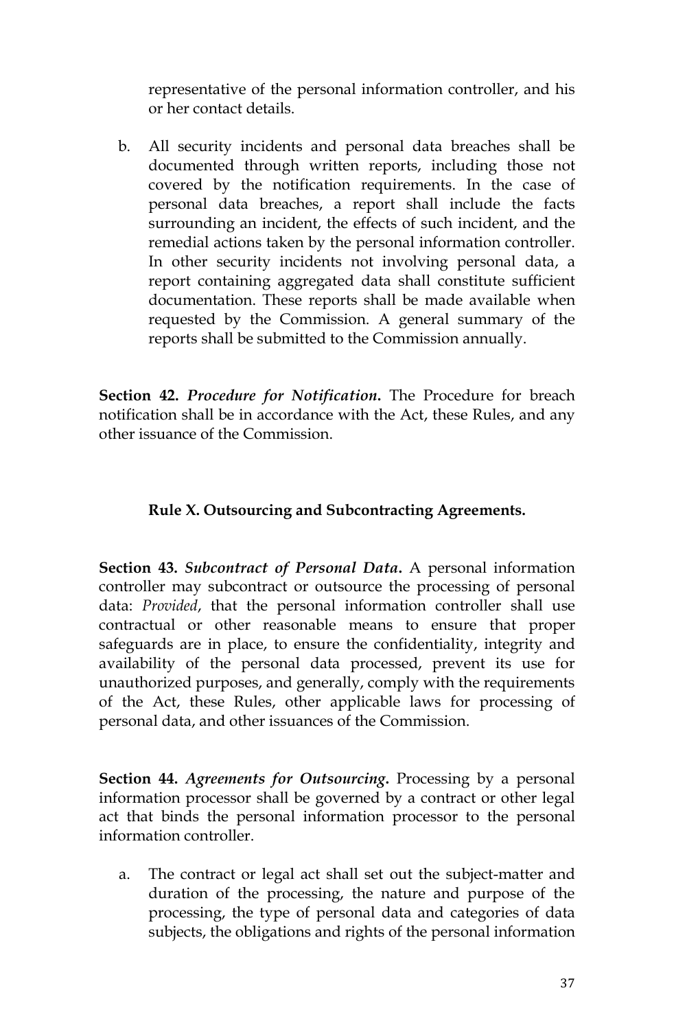representative of the personal information controller, and his or her contact details.

b. All security incidents and personal data breaches shall be documented through written reports, including those not covered by the notification requirements. In the case of personal data breaches, a report shall include the facts surrounding an incident, the effects of such incident, and the remedial actions taken by the personal information controller. In other security incidents not involving personal data, a report containing aggregated data shall constitute sufficient documentation. These reports shall be made available when requested by the Commission. A general summary of the reports shall be submitted to the Commission annually.

**Section 42.** ***Procedure for Notification.*** The Procedure for breach notification shall be in accordance with the Act, these Rules, and any other issuance of the Commission.

## Rule X. Outsourcing and Subcontracting Agreements.

**Section 43.** ***Subcontract of Personal Data.*** A personal information controller may subcontract or outsource the processing of personal data: *Provided*, that the personal information controller shall use contractual or other reasonable means to ensure that proper safeguards are in place, to ensure the confidentiality, integrity and availability of the personal data processed, prevent its use for unauthorized purposes, and generally, comply with the requirements of the Act, these Rules, other applicable laws for processing of personal data, and other issuances of the Commission.

**Section 44.** ***Agreements for Outsourcing.*** Processing by a personal information processor shall be governed by a contract or other legal act that binds the personal information processor to the personal information controller.

a. The contract or legal act shall set out the subject-matter and duration of the processing, the nature and purpose of the processing, the type of personal data and categories of data subjects, the obligations and rights of the personal information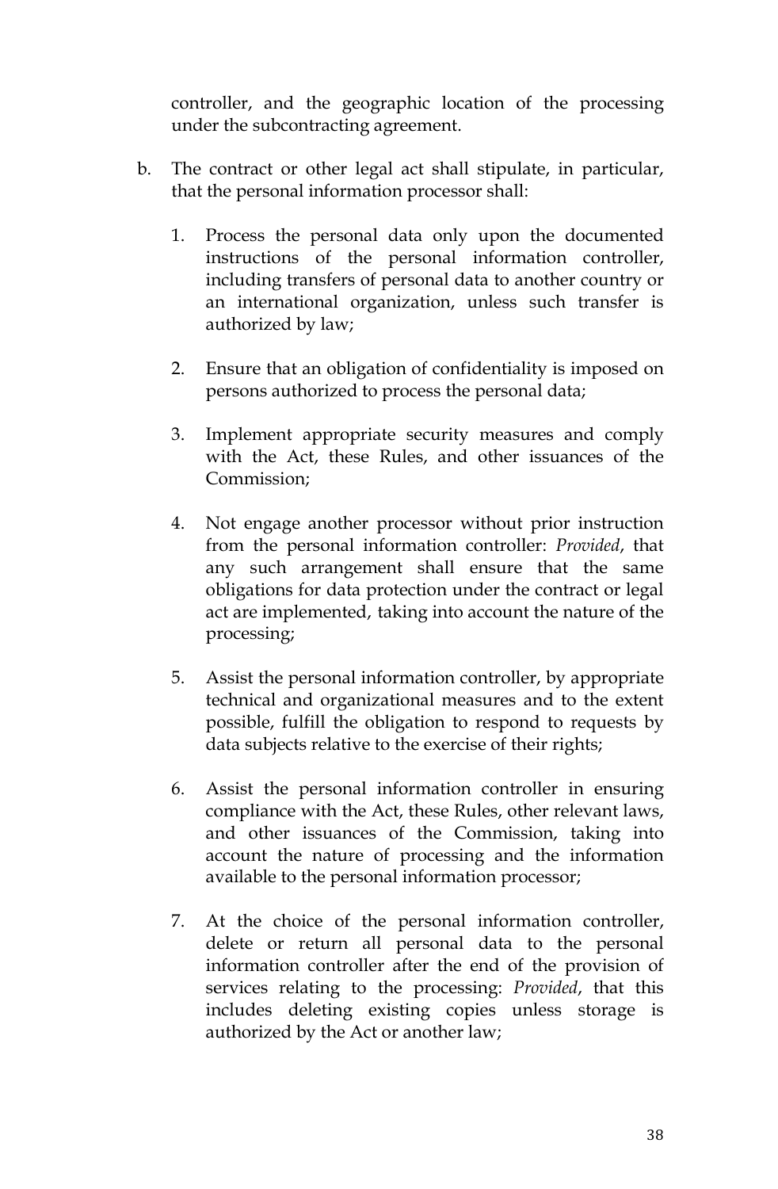controller, and the geographic location of the processing under the subcontracting agreement.

b. The contract or other legal act shall stipulate, in particular, that the personal information processor shall:

   1. Process the personal data only upon the documented instructions of the personal information controller, including transfers of personal data to another country or an international organization, unless such transfer is authorized by law;

   2. Ensure that an obligation of confidentiality is imposed on persons authorized to process the personal data;

   3. Implement appropriate security measures and comply with the Act, these Rules, and other issuances of the Commission;

   4. Not engage another processor without prior instruction from the personal information controller: *Provided*, that any such arrangement shall ensure that the same obligations for data protection under the contract or legal act are implemented, taking into account the nature of the processing;

   5. Assist the personal information controller, by appropriate technical and organizational measures and to the extent possible, fulfill the obligation to respond to requests by data subjects relative to the exercise of their rights;

   6. Assist the personal information controller in ensuring compliance with the Act, these Rules, other relevant laws, and other issuances of the Commission, taking into account the nature of processing and the information available to the personal information processor;

   7. At the choice of the personal information controller, delete or return all personal data to the personal information controller after the end of the provision of services relating to the processing: *Provided*, that this includes deleting existing copies unless storage is authorized by the Act or another law;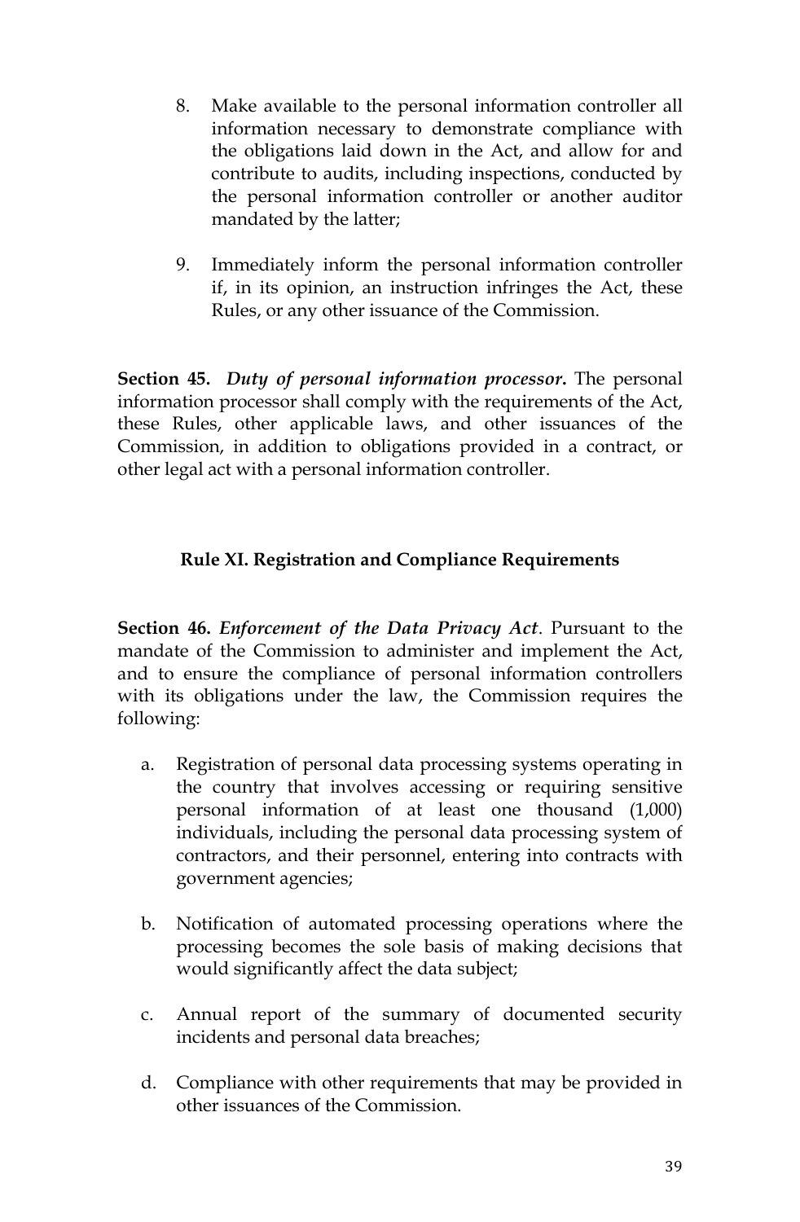8. Make available to the personal information controller all information necessary to demonstrate compliance with the obligations laid down in the Act, and allow for and contribute to audits, including inspections, conducted by the personal information controller or another auditor mandated by the latter;

9. Immediately inform the personal information controller if, in its opinion, an instruction infringes the Act, these Rules, or any other issuance of the Commission.

**Section 45.** ***Duty of personal information processor*.** The personal information processor shall comply with the requirements of the Act, these Rules, other applicable laws, and other issuances of the Commission, in addition to obligations provided in a contract, or other legal act with a personal information controller.

## Rule XI. Registration and Compliance Requirements

**Section 46.** ***Enforcement of the Data Privacy Act***. Pursuant to the mandate of the Commission to administer and implement the Act, and to ensure the compliance of personal information controllers with its obligations under the law, the Commission requires the following:

a. Registration of personal data processing systems operating in the country that involves accessing or requiring sensitive personal information of at least one thousand (1,000) individuals, including the personal data processing system of contractors, and their personnel, entering into contracts with government agencies;

b. Notification of automated processing operations where the processing becomes the sole basis of making decisions that would significantly affect the data subject;

c. Annual report of the summary of documented security incidents and personal data breaches;

d. Compliance with other requirements that may be provided in other issuances of the Commission.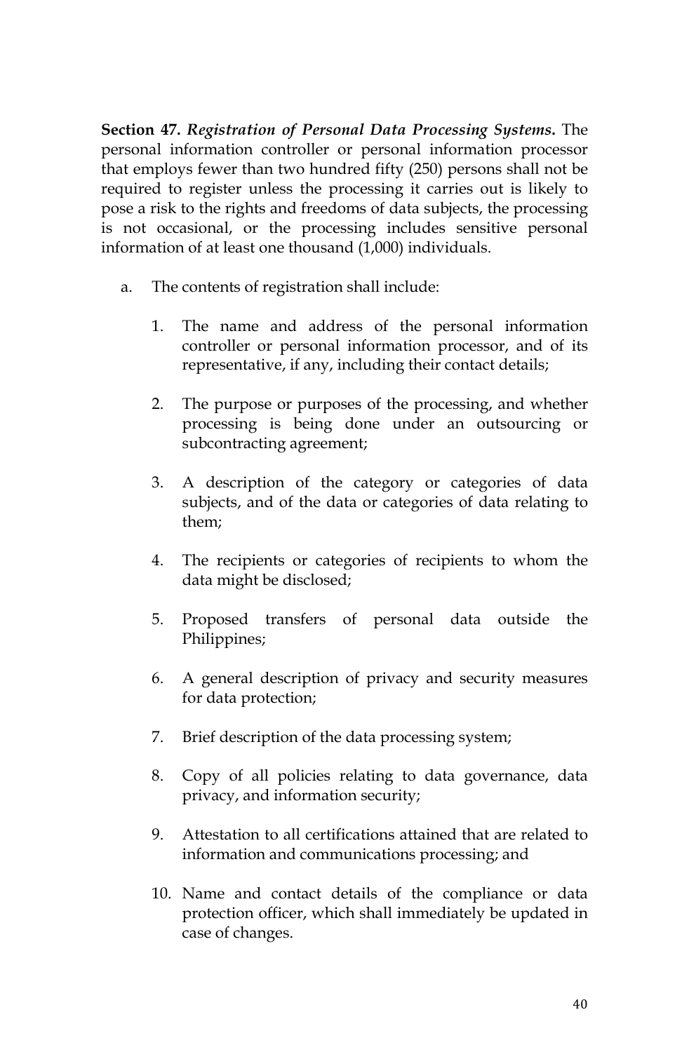**Section 47.** ***Registration of Personal Data Processing Systems.*** The personal information controller or personal information processor that employs fewer than two hundred fifty (250) persons shall not be required to register unless the processing it carries out is likely to pose a risk to the rights and freedoms of data subjects, the processing is not occasional, or the processing includes sensitive personal information of at least one thousand (1,000) individuals.

a. The contents of registration shall include:

    1. The name and address of the personal information controller or personal information processor, and of its representative, if any, including their contact details;

    2. The purpose or purposes of the processing, and whether processing is being done under an outsourcing or subcontracting agreement;

    3. A description of the category or categories of data subjects, and of the data or categories of data relating to them;

    4. The recipients or categories of recipients to whom the data might be disclosed;

    5. Proposed transfers of personal data outside the Philippines;

    6. A general description of privacy and security measures for data protection;

    7. Brief description of the data processing system;

    8. Copy of all policies relating to data governance, data privacy, and information security;

    9. Attestation to all certifications attained that are related to information and communications processing; and

    10. Name and contact details of the compliance or data protection officer, which shall immediately be updated in case of changes.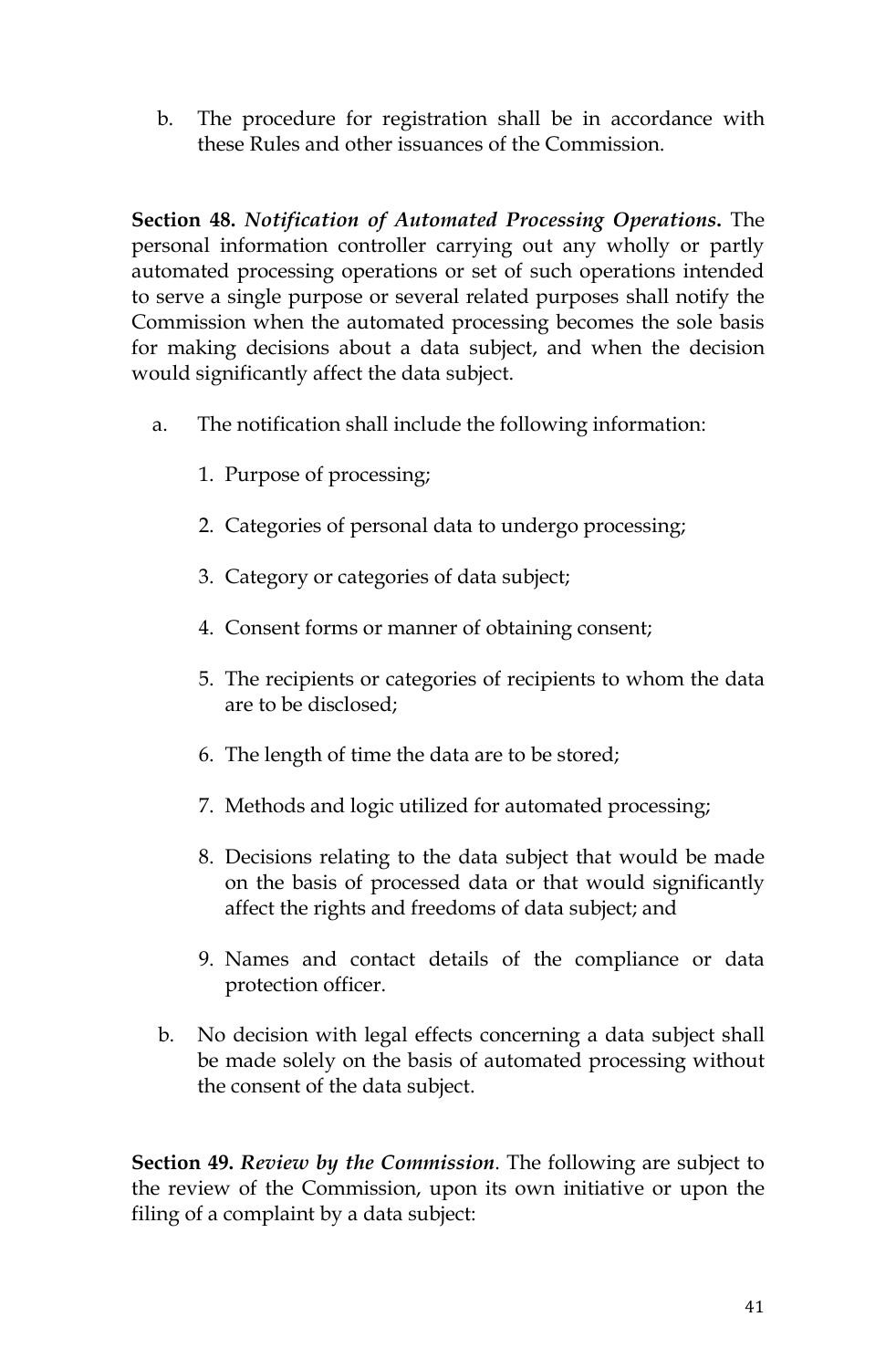b. The procedure for registration shall be in accordance with these Rules and other issuances of the Commission.

**Section 48.** ***Notification of Automated Processing Operations.*** The personal information controller carrying out any wholly or partly automated processing operations or set of such operations intended to serve a single purpose or several related purposes shall notify the Commission when the automated processing becomes the sole basis for making decisions about a data subject, and when the decision would significantly affect the data subject.

a. The notification shall include the following information:

   1. Purpose of processing;
   2. Categories of personal data to undergo processing;
   3. Category or categories of data subject;
   4. Consent forms or manner of obtaining consent;
   5. The recipients or categories of recipients to whom the data are to be disclosed;
   6. The length of time the data are to be stored;
   7. Methods and logic utilized for automated processing;
   8. Decisions relating to the data subject that would be made on the basis of processed data or that would significantly affect the rights and freedoms of data subject; and
   9. Names and contact details of the compliance or data protection officer.

b. No decision with legal effects concerning a data subject shall be made solely on the basis of automated processing without the consent of the data subject.

**Section 49.** ***Review by the Commission***. The following are subject to the review of the Commission, upon its own initiative or upon the filing of a complaint by a data subject: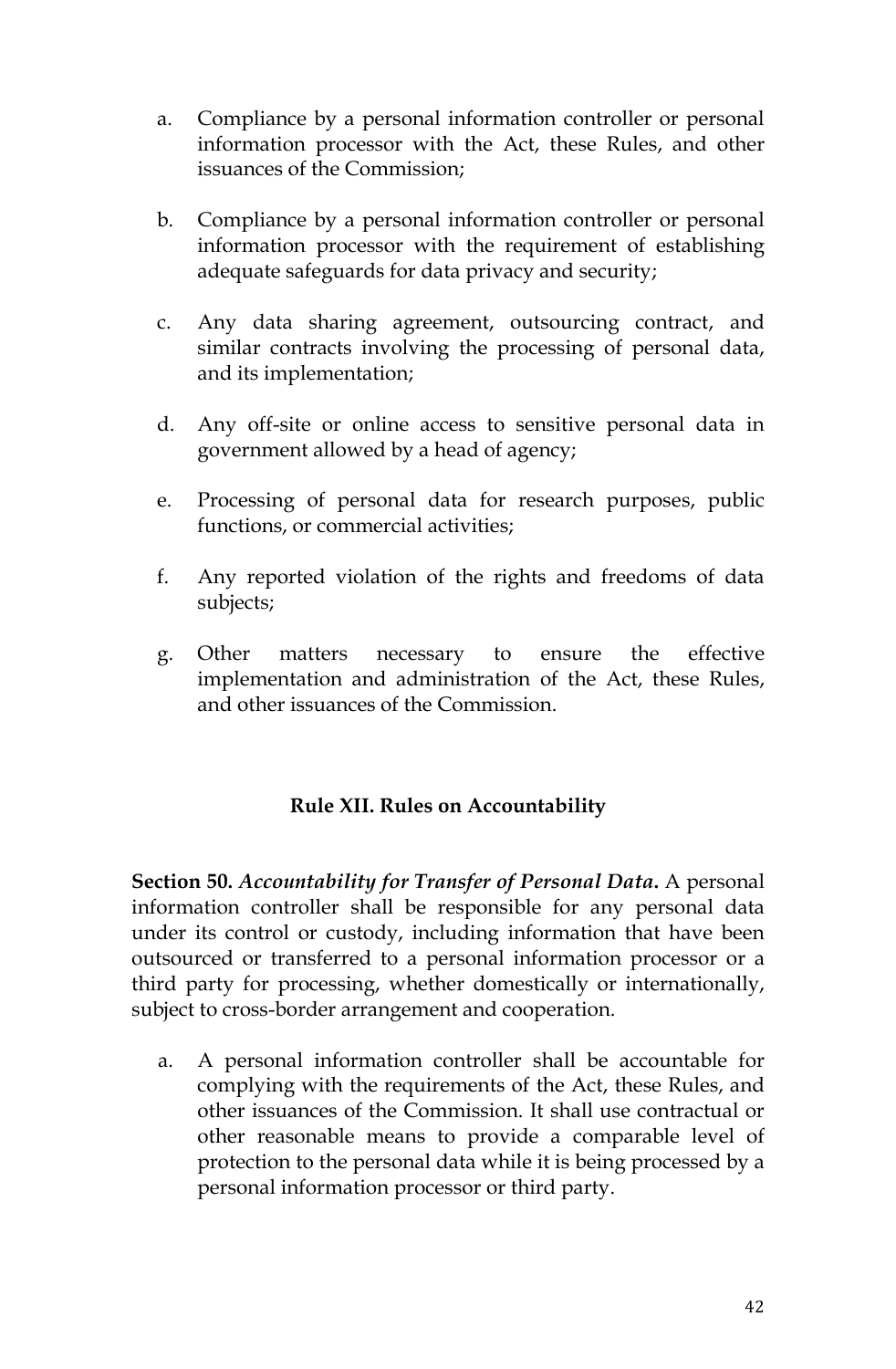a. Compliance by a personal information controller or personal information processor with the Act, these Rules, and other issuances of the Commission;

b. Compliance by a personal information controller or personal information processor with the requirement of establishing adequate safeguards for data privacy and security;

c. Any data sharing agreement, outsourcing contract, and similar contracts involving the processing of personal data, and its implementation;

d. Any off-site or online access to sensitive personal data in government allowed by a head of agency;

e. Processing of personal data for research purposes, public functions, or commercial activities;

f. Any reported violation of the rights and freedoms of data subjects;

g. Other matters necessary to ensure the effective implementation and administration of the Act, these Rules, and other issuances of the Commission.

## Rule XII. Rules on Accountability

**Section 50.** ***Accountability for Transfer of Personal Data.*** A personal information controller shall be responsible for any personal data under its control or custody, including information that have been outsourced or transferred to a personal information processor or a third party for processing, whether domestically or internationally, subject to cross-border arrangement and cooperation.

a. A personal information controller shall be accountable for complying with the requirements of the Act, these Rules, and other issuances of the Commission. It shall use contractual or other reasonable means to provide a comparable level of protection to the personal data while it is being processed by a personal information processor or third party.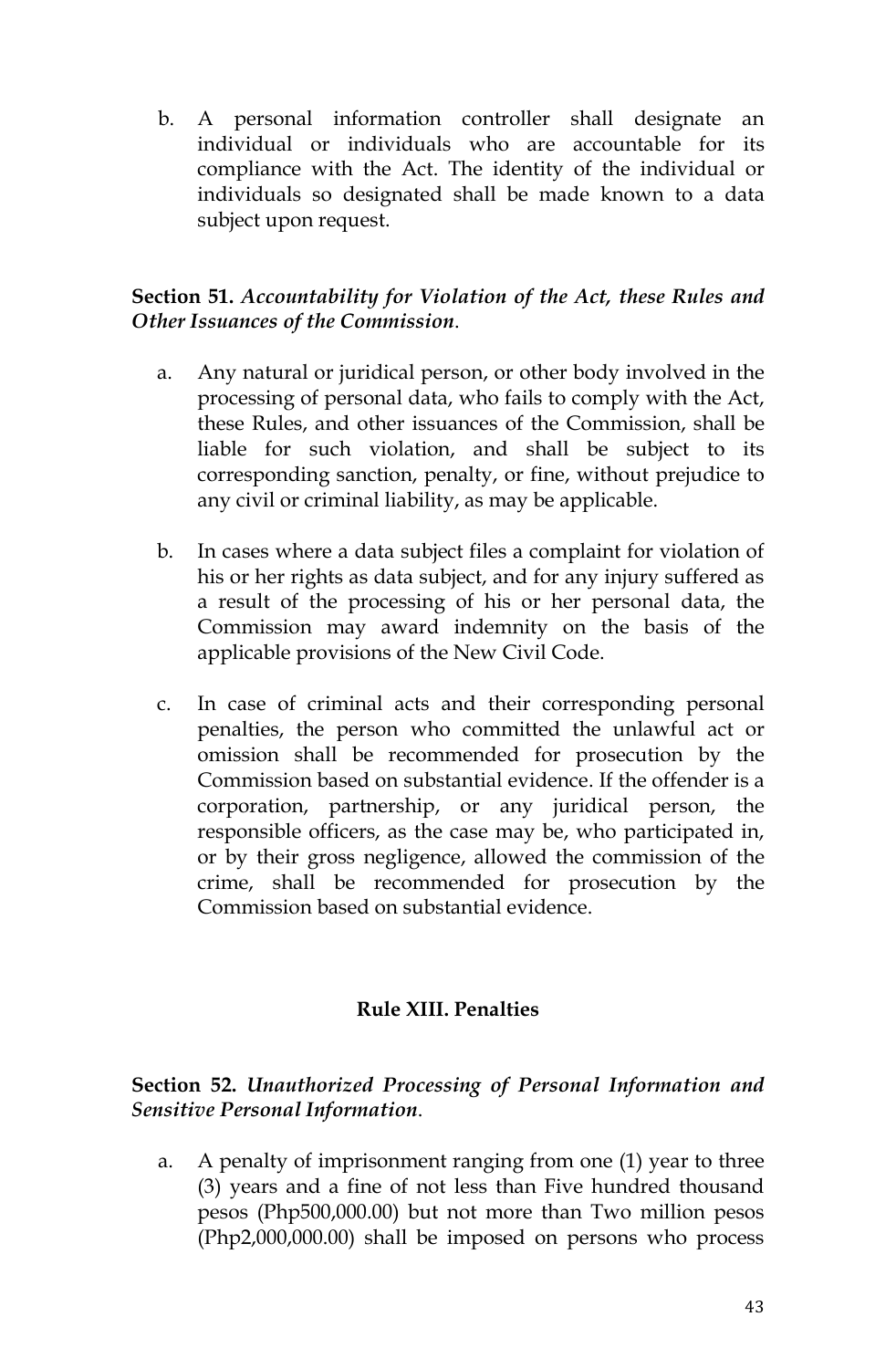b. A personal information controller shall designate an individual or individuals who are accountable for its compliance with the Act. The identity of the individual or individuals so designated shall be made known to a data subject upon request.

**Section 51.** ***Accountability for Violation of the Act, these Rules and Other Issuances of the Commission*.**

a. Any natural or juridical person, or other body involved in the processing of personal data, who fails to comply with the Act, these Rules, and other issuances of the Commission, shall be liable for such violation, and shall be subject to its corresponding sanction, penalty, or fine, without prejudice to any civil or criminal liability, as may be applicable.

b. In cases where a data subject files a complaint for violation of his or her rights as data subject, and for any injury suffered as a result of the processing of his or her personal data, the Commission may award indemnity on the basis of the applicable provisions of the New Civil Code.

c. In case of criminal acts and their corresponding personal penalties, the person who committed the unlawful act or omission shall be recommended for prosecution by the Commission based on substantial evidence. If the offender is a corporation, partnership, or any juridical person, the responsible officers, as the case may be, who participated in, or by their gross negligence, allowed the commission of the crime, shall be recommended for prosecution by the Commission based on substantial evidence.

## Rule XIII. Penalties

**Section 52.** ***Unauthorized Processing of Personal Information and Sensitive Personal Information*.**

a. A penalty of imprisonment ranging from one (1) year to three (3) years and a fine of not less than Five hundred thousand pesos (Php500,000.00) but not more than Two million pesos (Php2,000,000.00) shall be imposed on persons who process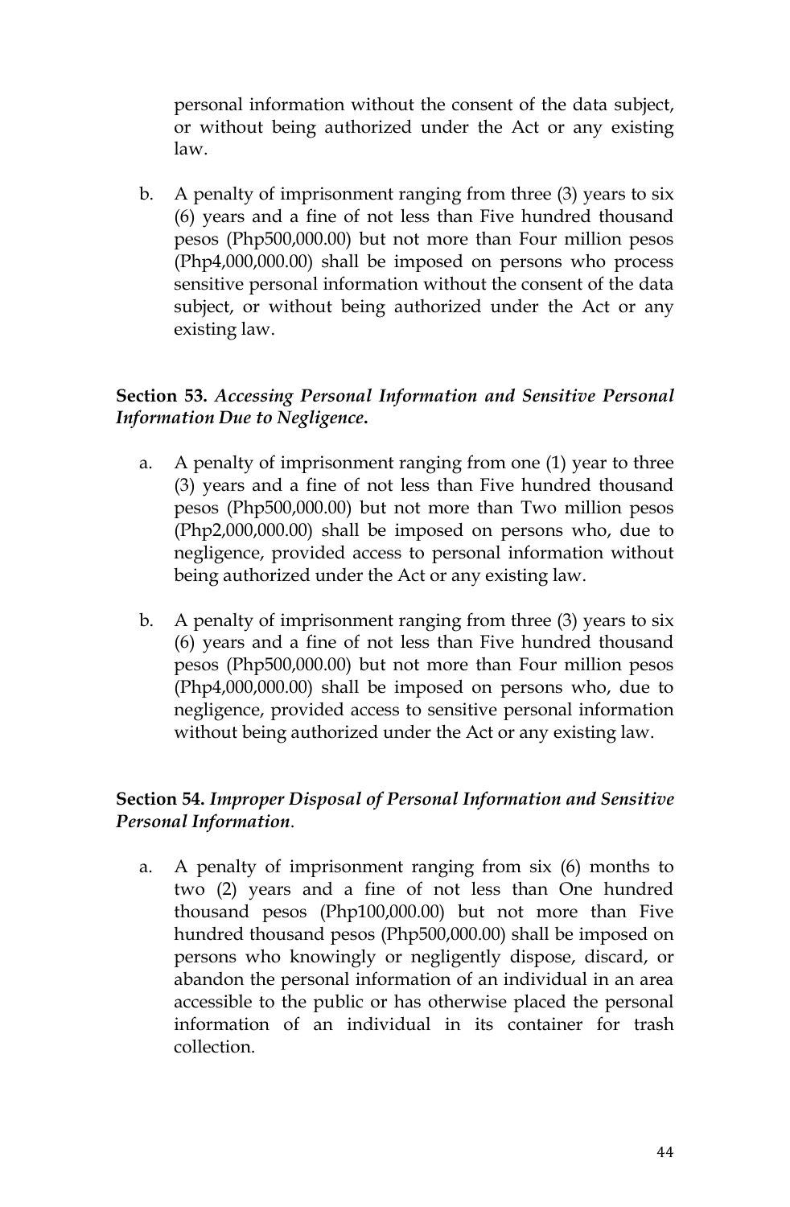personal information without the consent of the data subject, or without being authorized under the Act or any existing law.

b. A penalty of imprisonment ranging from three (3) years to six (6) years and a fine of not less than Five hundred thousand pesos (Php500,000.00) but not more than Four million pesos (Php4,000,000.00) shall be imposed on persons who process sensitive personal information without the consent of the data subject, or without being authorized under the Act or any existing law.

**Section 53.** ***Accessing Personal Information and Sensitive Personal Information Due to Negligence.***

a. A penalty of imprisonment ranging from one (1) year to three (3) years and a fine of not less than Five hundred thousand pesos (Php500,000.00) but not more than Two million pesos (Php2,000,000.00) shall be imposed on persons who, due to negligence, provided access to personal information without being authorized under the Act or any existing law.

b. A penalty of imprisonment ranging from three (3) years to six (6) years and a fine of not less than Five hundred thousand pesos (Php500,000.00) but not more than Four million pesos (Php4,000,000.00) shall be imposed on persons who, due to negligence, provided access to sensitive personal information without being authorized under the Act or any existing law.

**Section 54.** ***Improper Disposal of Personal Information and Sensitive Personal Information*.**

a. A penalty of imprisonment ranging from six (6) months to two (2) years and a fine of not less than One hundred thousand pesos (Php100,000.00) but not more than Five hundred thousand pesos (Php500,000.00) shall be imposed on persons who knowingly or negligently dispose, discard, or abandon the personal information of an individual in an area accessible to the public or has otherwise placed the personal information of an individual in its container for trash collection.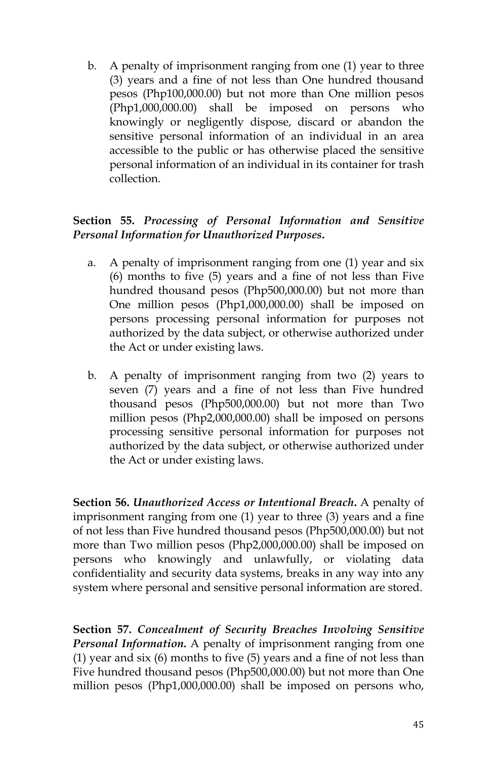b. A penalty of imprisonment ranging from one (1) year to three (3) years and a fine of not less than One hundred thousand pesos (Php100,000.00) but not more than One million pesos (Php1,000,000.00) shall be imposed on persons who knowingly or negligently dispose, discard or abandon the sensitive personal information of an individual in an area accessible to the public or has otherwise placed the sensitive personal information of an individual in its container for trash collection.

**Section 55.** ***Processing of Personal Information and Sensitive Personal Information for Unauthorized Purposes.***

a. A penalty of imprisonment ranging from one (1) year and six (6) months to five (5) years and a fine of not less than Five hundred thousand pesos (Php500,000.00) but not more than One million pesos (Php1,000,000.00) shall be imposed on persons processing personal information for purposes not authorized by the data subject, or otherwise authorized under the Act or under existing laws.

b. A penalty of imprisonment ranging from two (2) years to seven (7) years and a fine of not less than Five hundred thousand pesos (Php500,000.00) but not more than Two million pesos (Php2,000,000.00) shall be imposed on persons processing sensitive personal information for purposes not authorized by the data subject, or otherwise authorized under the Act or under existing laws.

**Section 56.** ***Unauthorized Access or Intentional Breach.*** A penalty of imprisonment ranging from one (1) year to three (3) years and a fine of not less than Five hundred thousand pesos (Php500,000.00) but not more than Two million pesos (Php2,000,000.00) shall be imposed on persons who knowingly and unlawfully, or violating data confidentiality and security data systems, breaks in any way into any system where personal and sensitive personal information are stored.

**Section 57.** ***Concealment of Security Breaches Involving Sensitive Personal Information.*** A penalty of imprisonment ranging from one (1) year and six (6) months to five (5) years and a fine of not less than Five hundred thousand pesos (Php500,000.00) but not more than One million pesos (Php1,000,000.00) shall be imposed on persons who,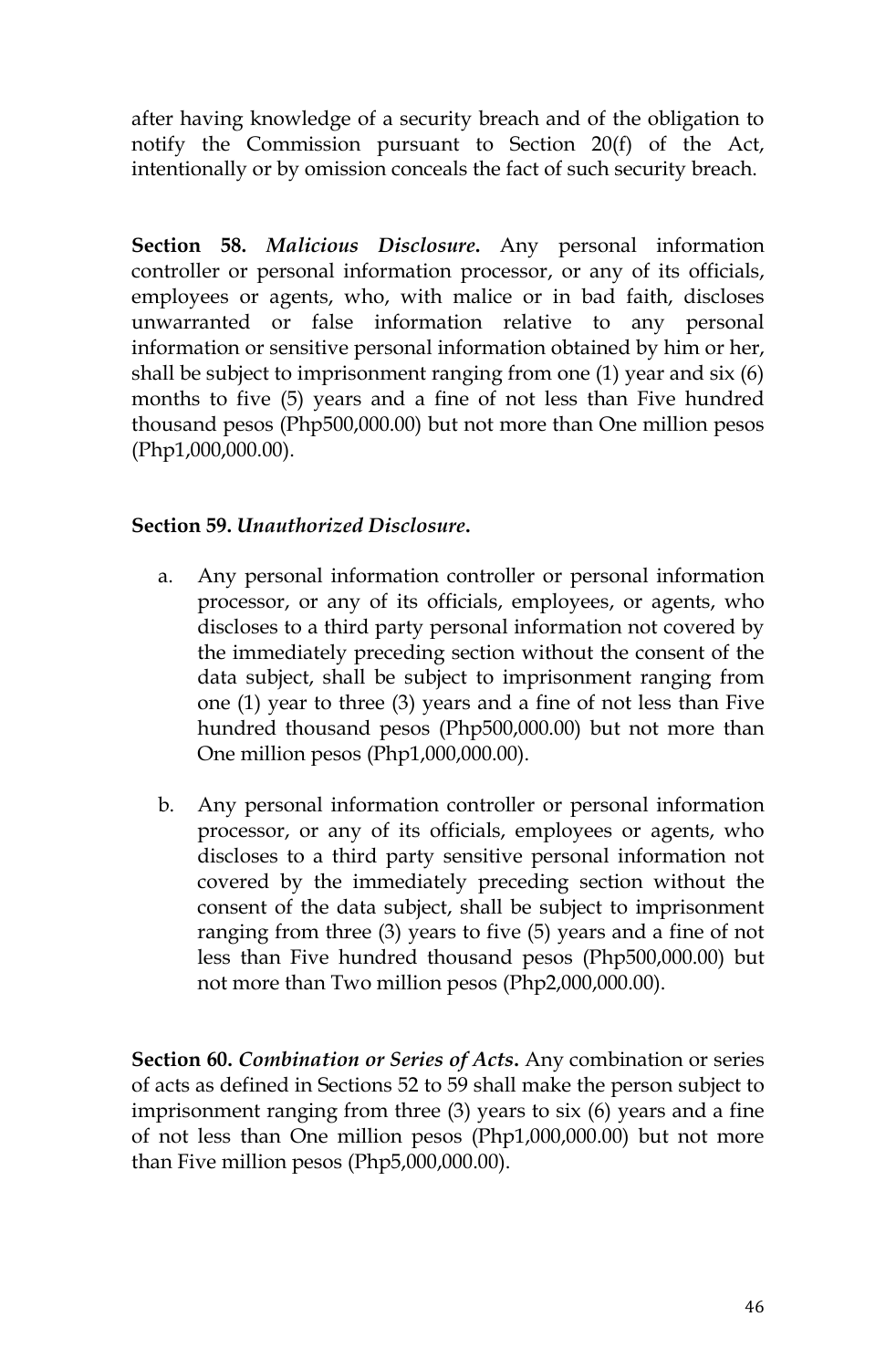after having knowledge of a security breach and of the obligation to notify the Commission pursuant to Section 20(f) of the Act, intentionally or by omission conceals the fact of such security breach.

**Section 58.** ***Malicious Disclosure.*** Any personal information controller or personal information processor, or any of its officials, employees or agents, who, with malice or in bad faith, discloses unwarranted or false information relative to any personal information or sensitive personal information obtained by him or her, shall be subject to imprisonment ranging from one (1) year and six (6) months to five (5) years and a fine of not less than Five hundred thousand pesos (Php500,000.00) but not more than One million pesos (Php1,000,000.00).

**Section 59.** ***Unauthorized Disclosure.***

a. Any personal information controller or personal information processor, or any of its officials, employees, or agents, who discloses to a third party personal information not covered by the immediately preceding section without the consent of the data subject, shall be subject to imprisonment ranging from one (1) year to three (3) years and a fine of not less than Five hundred thousand pesos (Php500,000.00) but not more than One million pesos (Php1,000,000.00).

b. Any personal information controller or personal information processor, or any of its officials, employees or agents, who discloses to a third party sensitive personal information not covered by the immediately preceding section without the consent of the data subject, shall be subject to imprisonment ranging from three (3) years to five (5) years and a fine of not less than Five hundred thousand pesos (Php500,000.00) but not more than Two million pesos (Php2,000,000.00).

**Section 60.** ***Combination or Series of Acts.*** Any combination or series of acts as defined in Sections 52 to 59 shall make the person subject to imprisonment ranging from three (3) years to six (6) years and a fine of not less than One million pesos (Php1,000,000.00) but not more than Five million pesos (Php5,000,000.00).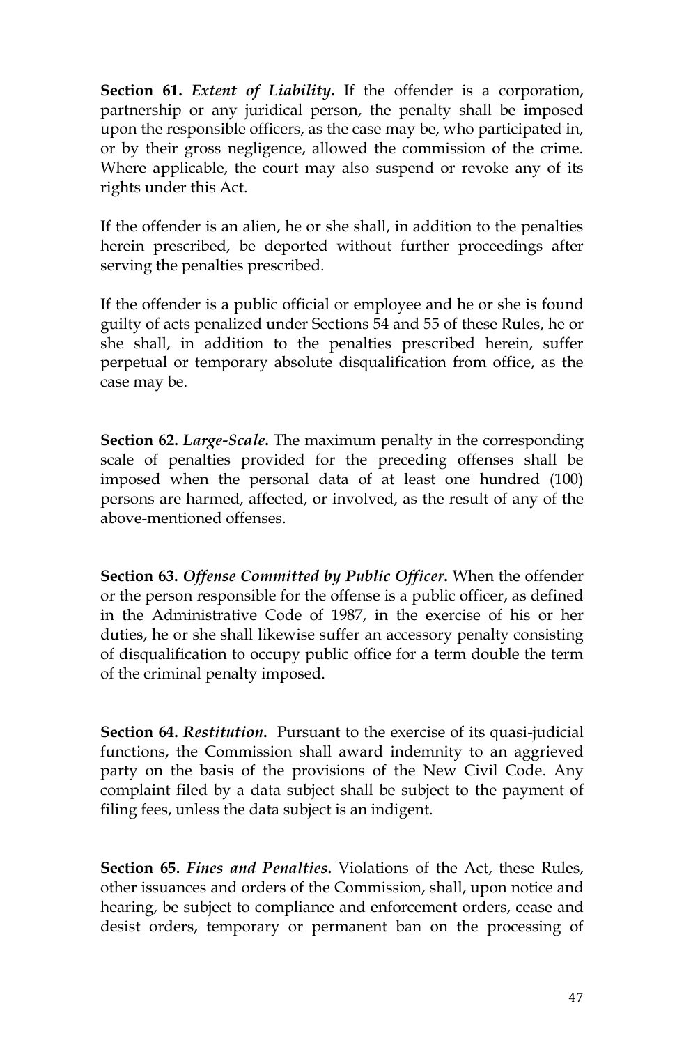**Section 61.** ***Extent of Liability***. If the offender is a corporation, partnership or any juridical person, the penalty shall be imposed upon the responsible officers, as the case may be, who participated in, or by their gross negligence, allowed the commission of the crime. Where applicable, the court may also suspend or revoke any of its rights under this Act.

If the offender is an alien, he or she shall, in addition to the penalties herein prescribed, be deported without further proceedings after serving the penalties prescribed.

If the offender is a public official or employee and he or she is found guilty of acts penalized under Sections 54 and 55 of these Rules, he or she shall, in addition to the penalties prescribed herein, suffer perpetual or temporary absolute disqualification from office, as the case may be.

**Section 62.** ***Large-Scale***. The maximum penalty in the corresponding scale of penalties provided for the preceding offenses shall be imposed when the personal data of at least one hundred (100) persons are harmed, affected, or involved, as the result of any of the above-mentioned offenses.

**Section 63.** ***Offense Committed by Public Officer***. When the offender or the person responsible for the offense is a public officer, as defined in the Administrative Code of 1987, in the exercise of his or her duties, he or she shall likewise suffer an accessory penalty consisting of disqualification to occupy public office for a term double the term of the criminal penalty imposed.

**Section 64.** ***Restitution***. Pursuant to the exercise of its quasi-judicial functions, the Commission shall award indemnity to an aggrieved party on the basis of the provisions of the New Civil Code. Any complaint filed by a data subject shall be subject to the payment of filing fees, unless the data subject is an indigent.

**Section 65.** ***Fines and Penalties***. Violations of the Act, these Rules, other issuances and orders of the Commission, shall, upon notice and hearing, be subject to compliance and enforcement orders, cease and desist orders, temporary or permanent ban on the processing of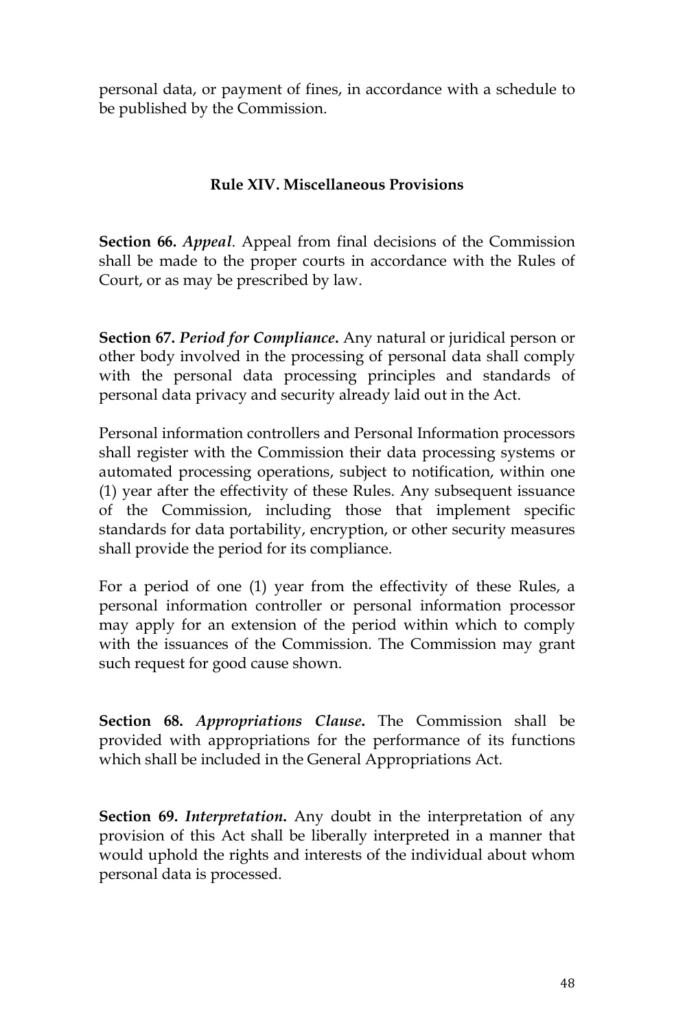personal data, or payment of fines, in accordance with a schedule to be published by the Commission.

## Rule XIV. Miscellaneous Provisions

**Section 66.** ***Appeal***. Appeal from final decisions of the Commission shall be made to the proper courts in accordance with the Rules of Court, or as may be prescribed by law.

**Section 67.** ***Period for Compliance.*** Any natural or juridical person or other body involved in the processing of personal data shall comply with the personal data processing principles and standards of personal data privacy and security already laid out in the Act.

Personal information controllers and Personal Information processors shall register with the Commission their data processing systems or automated processing operations, subject to notification, within one (1) year after the effectivity of these Rules. Any subsequent issuance of the Commission, including those that implement specific standards for data portability, encryption, or other security measures shall provide the period for its compliance.

For a period of one (1) year from the effectivity of these Rules, a personal information controller or personal information processor may apply for an extension of the period within which to comply with the issuances of the Commission. The Commission may grant such request for good cause shown.

**Section 68.** ***Appropriations Clause.*** The Commission shall be provided with appropriations for the performance of its functions which shall be included in the General Appropriations Act.

**Section 69.** ***Interpretation.*** Any doubt in the interpretation of any provision of this Act shall be liberally interpreted in a manner that would uphold the rights and interests of the individual about whom personal data is processed.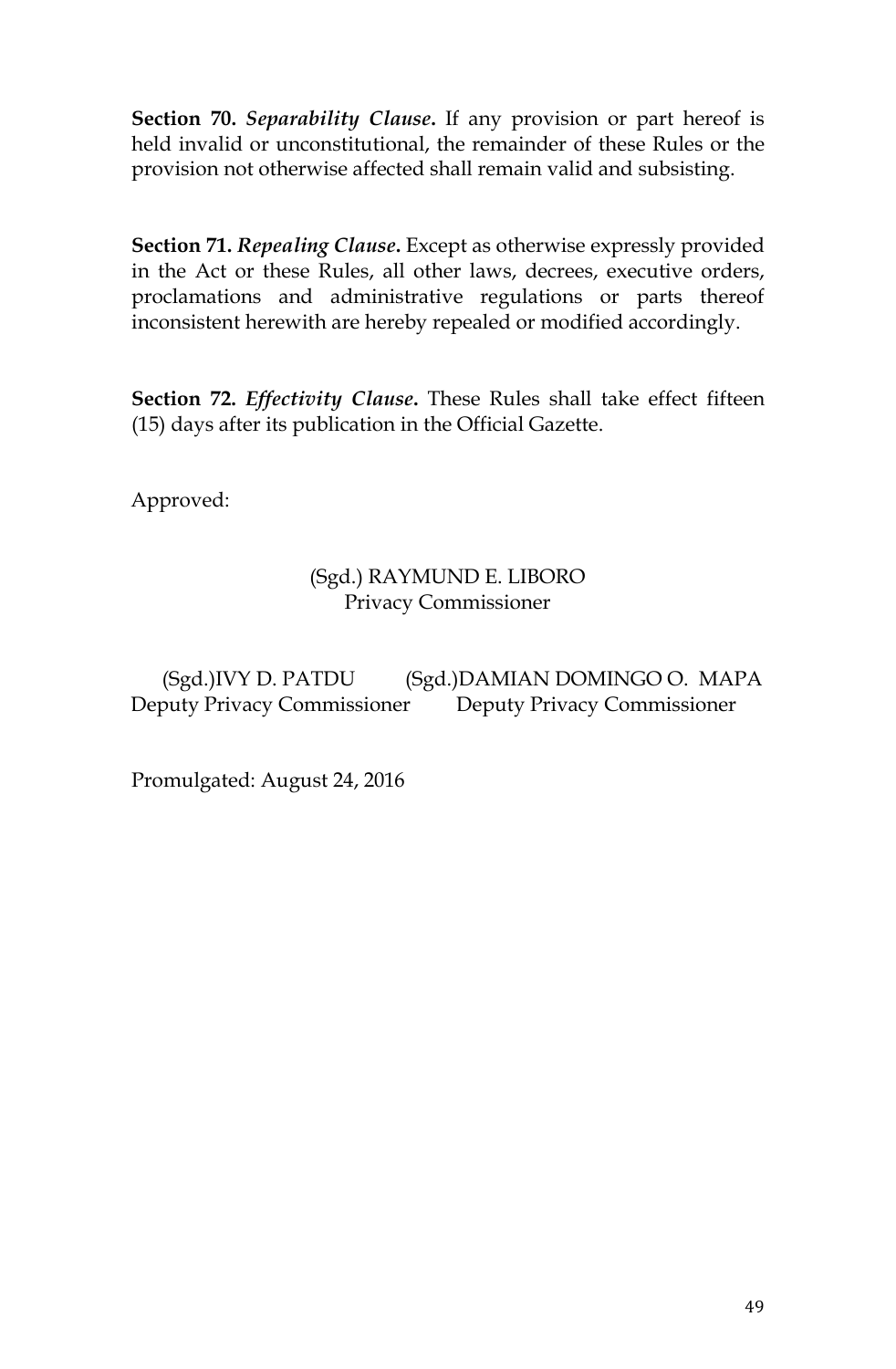**Section 70.** ***Separability Clause*****.** If any provision or part hereof is held invalid or unconstitutional, the remainder of these Rules or the provision not otherwise affected shall remain valid and subsisting.

**Section 71.** ***Repealing Clause*****.** Except as otherwise expressly provided in the Act or these Rules, all other laws, decrees, executive orders, proclamations and administrative regulations or parts thereof inconsistent herewith are hereby repealed or modified accordingly.

**Section 72.** ***Effectivity Clause*****.** These Rules shall take effect fifteen (15) days after its publication in the Official Gazette.

Approved:

(Sgd.) RAYMUND E. LIBORO
Privacy Commissioner

(Sgd.)IVY D. PATDU
Deputy Privacy Commissioner

(Sgd.)DAMIAN DOMINGO O. MAPA
Deputy Privacy Commissioner

Promulgated: August 24, 2016